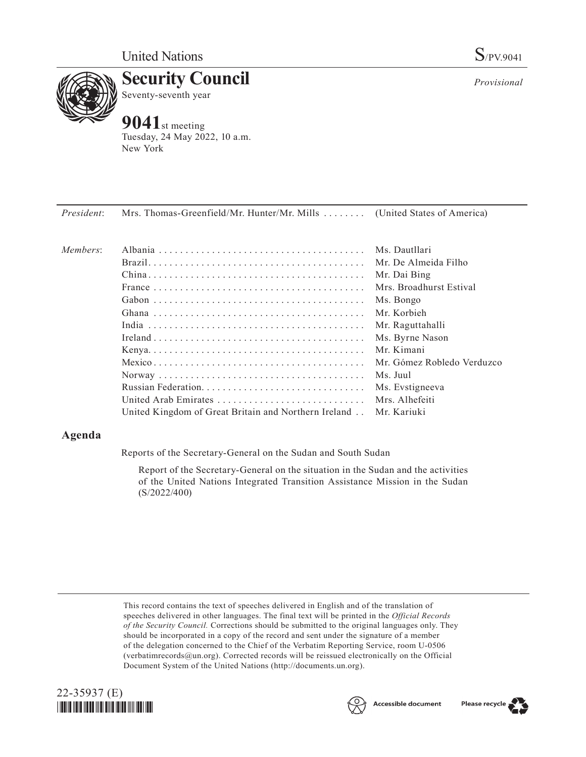United Nations

S/PV.9041

# Security Council

Seventy-seventh year

*Provisional*

## 9041st meeting

Tuesday, 24 May 2022, 10 a.m.
New York

| | | |
|---|---|---|
| *President*: | Mrs. Thomas-Greenfield/Mr. Hunter/Mr. Mills | (United States of America) |
| *Members*: | Albania | Ms. Dautllari |
| | Brazil | Mr. De Almeida Filho |
| | China | Mr. Dai Bing |
| | France | Mrs. Broadhurst Estival |
| | Gabon | Ms. Bongo |
| | Ghana | Mr. Korbieh |
| | India | Mr. Raguttahalli |
| | Ireland | Ms. Byrne Nason |
| | Kenya | Mr. Kimani |
| | Mexico | Mr. Gómez Robledo Verduzco |
| | Norway | Ms. Juul |
| | Russian Federation | Ms. Evstigneeva |
| | United Arab Emirates | Mrs. Alhefeiti |
| | United Kingdom of Great Britain and Northern Ireland | Mr. Kariuki |

## Agenda

Reports of the Secretary-General on the Sudan and South Sudan

Report of the Secretary-General on the situation in the Sudan and the activities of the United Nations Integrated Transition Assistance Mission in the Sudan (S/2022/400)

This record contains the text of speeches delivered in English and of the translation of speeches delivered in other languages. The final text will be printed in the *Official Records of the Security Council.* Corrections should be submitted to the original languages only. They should be incorporated in a copy of the record and sent under the signature of a member of the delegation concerned to the Chief of the Verbatim Reporting Service, room U-0506 (verbatimrecords@un.org). Corrected records will be reissued electronically on the Official Document System of the United Nations (http://documents.un.org).

22-35937 (E)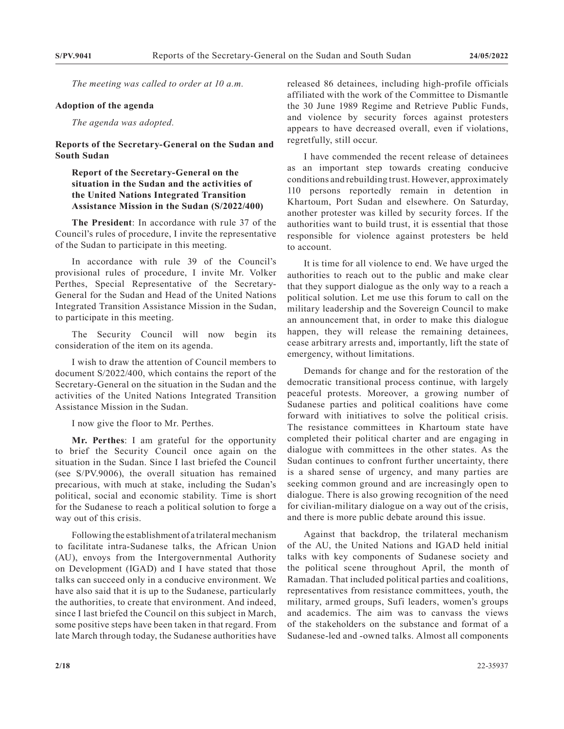*The meeting was called to order at 10 a.m.*

**Adoption of the agenda**

*The agenda was adopted.*

**Reports of the Secretary-General on the Sudan and South Sudan**

**Report of the Secretary-General on the situation in the Sudan and the activities of the United Nations Integrated Transition Assistance Mission in the Sudan (S/2022/400)**

**The President**: In accordance with rule 37 of the Council's rules of procedure, I invite the representative of the Sudan to participate in this meeting.

In accordance with rule 39 of the Council's provisional rules of procedure, I invite Mr. Volker Perthes, Special Representative of the Secretary-General for the Sudan and Head of the United Nations Integrated Transition Assistance Mission in the Sudan, to participate in this meeting.

The Security Council will now begin its consideration of the item on its agenda.

I wish to draw the attention of Council members to document S/2022/400, which contains the report of the Secretary-General on the situation in the Sudan and the activities of the United Nations Integrated Transition Assistance Mission in the Sudan.

I now give the floor to Mr. Perthes.

**Mr. Perthes**: I am grateful for the opportunity to brief the Security Council once again on the situation in the Sudan. Since I last briefed the Council (see S/PV.9006), the overall situation has remained precarious, with much at stake, including the Sudan's political, social and economic stability. Time is short for the Sudanese to reach a political solution to forge a way out of this crisis.

Following the establishment of a trilateral mechanism to facilitate intra-Sudanese talks, the African Union (AU), envoys from the Intergovernmental Authority on Development (IGAD) and I have stated that those talks can succeed only in a conducive environment. We have also said that it is up to the Sudanese, particularly the authorities, to create that environment. And indeed, since I last briefed the Council on this subject in March, some positive steps have been taken in that regard. From late March through today, the Sudanese authorities have released 86 detainees, including high-profile officials affiliated with the work of the Committee to Dismantle the 30 June 1989 Regime and Retrieve Public Funds, and violence by security forces against protesters appears to have decreased overall, even if violations, regretfully, still occur.

I have commended the recent release of detainees as an important step towards creating conducive conditions and rebuilding trust. However, approximately 110 persons reportedly remain in detention in Khartoum, Port Sudan and elsewhere. On Saturday, another protester was killed by security forces. If the authorities want to build trust, it is essential that those responsible for violence against protesters be held to account.

It is time for all violence to end. We have urged the authorities to reach out to the public and make clear that they support dialogue as the only way to a reach a political solution. Let me use this forum to call on the military leadership and the Sovereign Council to make an announcement that, in order to make this dialogue happen, they will release the remaining detainees, cease arbitrary arrests and, importantly, lift the state of emergency, without limitations.

Demands for change and for the restoration of the democratic transitional process continue, with largely peaceful protests. Moreover, a growing number of Sudanese parties and political coalitions have come forward with initiatives to solve the political crisis. The resistance committees in Khartoum state have completed their political charter and are engaging in dialogue with committees in the other states. As the Sudan continues to confront further uncertainty, there is a shared sense of urgency, and many parties are seeking common ground and are increasingly open to dialogue. There is also growing recognition of the need for civilian-military dialogue on a way out of the crisis, and there is more public debate around this issue.

Against that backdrop, the trilateral mechanism of the AU, the United Nations and IGAD held initial talks with key components of Sudanese society and the political scene throughout April, the month of Ramadan. That included political parties and coalitions, representatives from resistance committees, youth, the military, armed groups, Sufi leaders, women's groups and academics. The aim was to canvass the views of the stakeholders on the substance and format of a Sudanese-led and -owned talks. Almost all components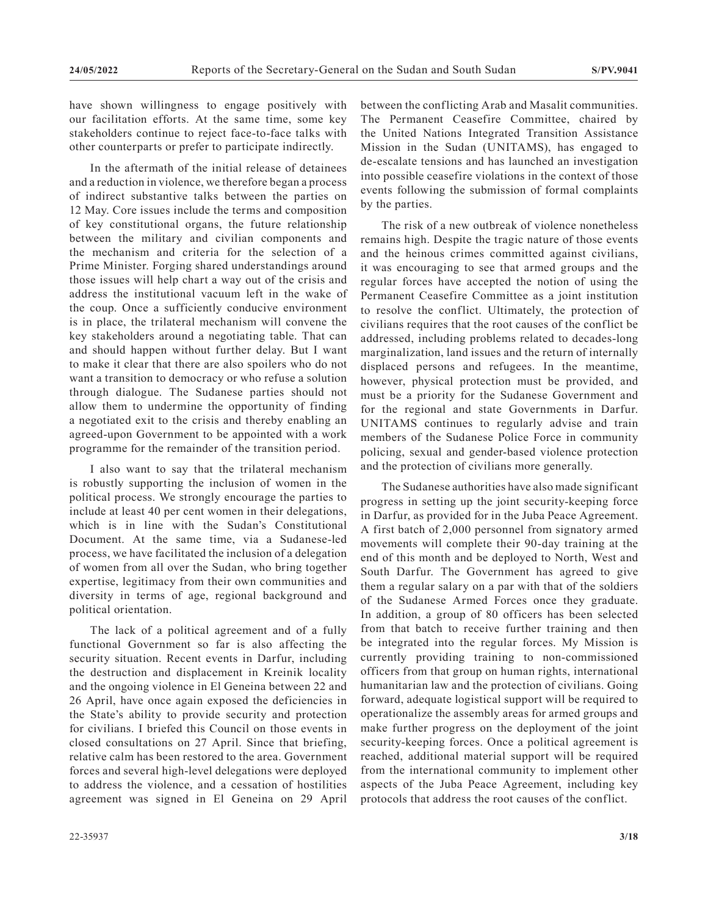have shown willingness to engage positively with our facilitation efforts. At the same time, some key stakeholders continue to reject face-to-face talks with other counterparts or prefer to participate indirectly.

In the aftermath of the initial release of detainees and a reduction in violence, we therefore began a process of indirect substantive talks between the parties on 12 May. Core issues include the terms and composition of key constitutional organs, the future relationship between the military and civilian components and the mechanism and criteria for the selection of a Prime Minister. Forging shared understandings around those issues will help chart a way out of the crisis and address the institutional vacuum left in the wake of the coup. Once a sufficiently conducive environment is in place, the trilateral mechanism will convene the key stakeholders around a negotiating table. That can and should happen without further delay. But I want to make it clear that there are also spoilers who do not want a transition to democracy or who refuse a solution through dialogue. The Sudanese parties should not allow them to undermine the opportunity of finding a negotiated exit to the crisis and thereby enabling an agreed-upon Government to be appointed with a work programme for the remainder of the transition period.

I also want to say that the trilateral mechanism is robustly supporting the inclusion of women in the political process. We strongly encourage the parties to include at least 40 per cent women in their delegations, which is in line with the Sudan's Constitutional Document. At the same time, via a Sudanese-led process, we have facilitated the inclusion of a delegation of women from all over the Sudan, who bring together expertise, legitimacy from their own communities and diversity in terms of age, regional background and political orientation.

The lack of a political agreement and of a fully functional Government so far is also affecting the security situation. Recent events in Darfur, including the destruction and displacement in Kreinik locality and the ongoing violence in El Geneina between 22 and 26 April, have once again exposed the deficiencies in the State's ability to provide security and protection for civilians. I briefed this Council on those events in closed consultations on 27 April. Since that briefing, relative calm has been restored to the area. Government forces and several high-level delegations were deployed to address the violence, and a cessation of hostilities agreement was signed in El Geneina on 29 April between the conflicting Arab and Masalit communities. The Permanent Ceasefire Committee, chaired by the United Nations Integrated Transition Assistance Mission in the Sudan (UNITAMS), has engaged to de-escalate tensions and has launched an investigation into possible ceasefire violations in the context of those events following the submission of formal complaints by the parties.

The risk of a new outbreak of violence nonetheless remains high. Despite the tragic nature of those events and the heinous crimes committed against civilians, it was encouraging to see that armed groups and the regular forces have accepted the notion of using the Permanent Ceasefire Committee as a joint institution to resolve the conflict. Ultimately, the protection of civilians requires that the root causes of the conflict be addressed, including problems related to decades-long marginalization, land issues and the return of internally displaced persons and refugees. In the meantime, however, physical protection must be provided, and must be a priority for the Sudanese Government and for the regional and state Governments in Darfur. UNITAMS continues to regularly advise and train members of the Sudanese Police Force in community policing, sexual and gender-based violence protection and the protection of civilians more generally.

The Sudanese authorities have also made significant progress in setting up the joint security-keeping force in Darfur, as provided for in the Juba Peace Agreement. A first batch of 2,000 personnel from signatory armed movements will complete their 90-day training at the end of this month and be deployed to North, West and South Darfur. The Government has agreed to give them a regular salary on a par with that of the soldiers of the Sudanese Armed Forces once they graduate. In addition, a group of 80 officers has been selected from that batch to receive further training and then be integrated into the regular forces. My Mission is currently providing training to non-commissioned officers from that group on human rights, international humanitarian law and the protection of civilians. Going forward, adequate logistical support will be required to operationalize the assembly areas for armed groups and make further progress on the deployment of the joint security-keeping forces. Once a political agreement is reached, additional material support will be required from the international community to implement other aspects of the Juba Peace Agreement, including key protocols that address the root causes of the conflict.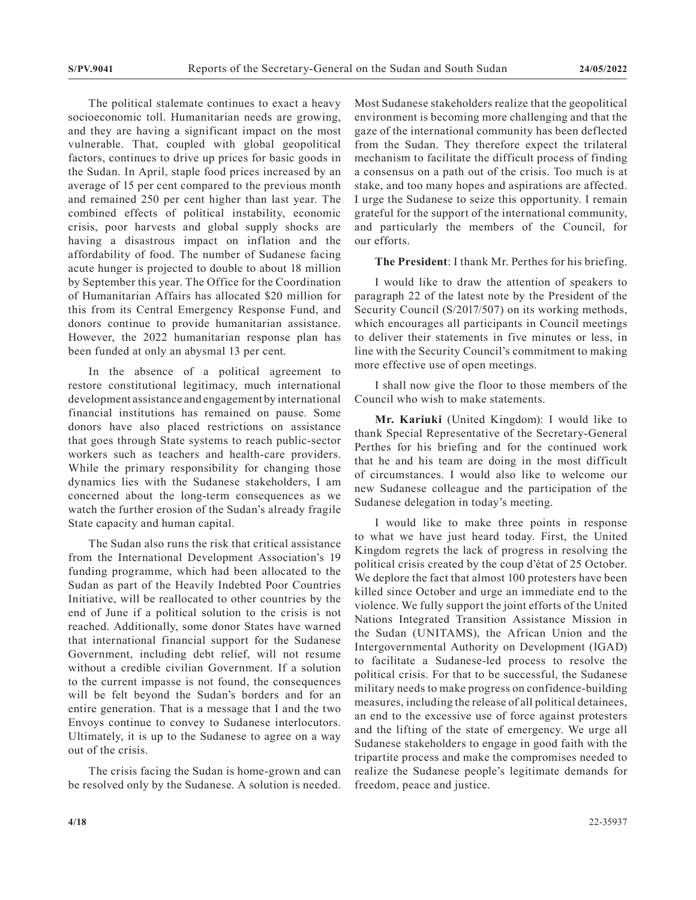The political stalemate continues to exact a heavy socioeconomic toll. Humanitarian needs are growing, and they are having a significant impact on the most vulnerable. That, coupled with global geopolitical factors, continues to drive up prices for basic goods in the Sudan. In April, staple food prices increased by an average of 15 per cent compared to the previous month and remained 250 per cent higher than last year. The combined effects of political instability, economic crisis, poor harvests and global supply shocks are having a disastrous impact on inflation and the affordability of food. The number of Sudanese facing acute hunger is projected to double to about 18 million by September this year. The Office for the Coordination of Humanitarian Affairs has allocated \$20 million for this from its Central Emergency Response Fund, and donors continue to provide humanitarian assistance. However, the 2022 humanitarian response plan has been funded at only an abysmal 13 per cent.

In the absence of a political agreement to restore constitutional legitimacy, much international development assistance and engagement by international financial institutions has remained on pause. Some donors have also placed restrictions on assistance that goes through State systems to reach public-sector workers such as teachers and health-care providers. While the primary responsibility for changing those dynamics lies with the Sudanese stakeholders, I am concerned about the long-term consequences as we watch the further erosion of the Sudan's already fragile State capacity and human capital.

The Sudan also runs the risk that critical assistance from the International Development Association's 19 funding programme, which had been allocated to the Sudan as part of the Heavily Indebted Poor Countries Initiative, will be reallocated to other countries by the end of June if a political solution to the crisis is not reached. Additionally, some donor States have warned that international financial support for the Sudanese Government, including debt relief, will not resume without a credible civilian Government. If a solution to the current impasse is not found, the consequences will be felt beyond the Sudan's borders and for an entire generation. That is a message that I and the two Envoys continue to convey to Sudanese interlocutors. Ultimately, it is up to the Sudanese to agree on a way out of the crisis.

The crisis facing the Sudan is home-grown and can be resolved only by the Sudanese. A solution is needed. Most Sudanese stakeholders realize that the geopolitical environment is becoming more challenging and that the gaze of the international community has been deflected from the Sudan. They therefore expect the trilateral mechanism to facilitate the difficult process of finding a consensus on a path out of the crisis. Too much is at stake, and too many hopes and aspirations are affected. I urge the Sudanese to seize this opportunity. I remain grateful for the support of the international community, and particularly the members of the Council, for our efforts.

**The President**: I thank Mr. Perthes for his briefing.

I would like to draw the attention of speakers to paragraph 22 of the latest note by the President of the Security Council (S/2017/507) on its working methods, which encourages all participants in Council meetings to deliver their statements in five minutes or less, in line with the Security Council's commitment to making more effective use of open meetings.

I shall now give the floor to those members of the Council who wish to make statements.

**Mr. Kariuki** (United Kingdom): I would like to thank Special Representative of the Secretary-General Perthes for his briefing and for the continued work that he and his team are doing in the most difficult of circumstances. I would also like to welcome our new Sudanese colleague and the participation of the Sudanese delegation in today's meeting.

I would like to make three points in response to what we have just heard today. First, the United Kingdom regrets the lack of progress in resolving the political crisis created by the coup d'état of 25 October. We deplore the fact that almost 100 protesters have been killed since October and urge an immediate end to the violence. We fully support the joint efforts of the United Nations Integrated Transition Assistance Mission in the Sudan (UNITAMS), the African Union and the Intergovernmental Authority on Development (IGAD) to facilitate a Sudanese-led process to resolve the political crisis. For that to be successful, the Sudanese military needs to make progress on confidence-building measures, including the release of all political detainees, an end to the excessive use of force against protesters and the lifting of the state of emergency. We urge all Sudanese stakeholders to engage in good faith with the tripartite process and make the compromises needed to realize the Sudanese people's legitimate demands for freedom, peace and justice.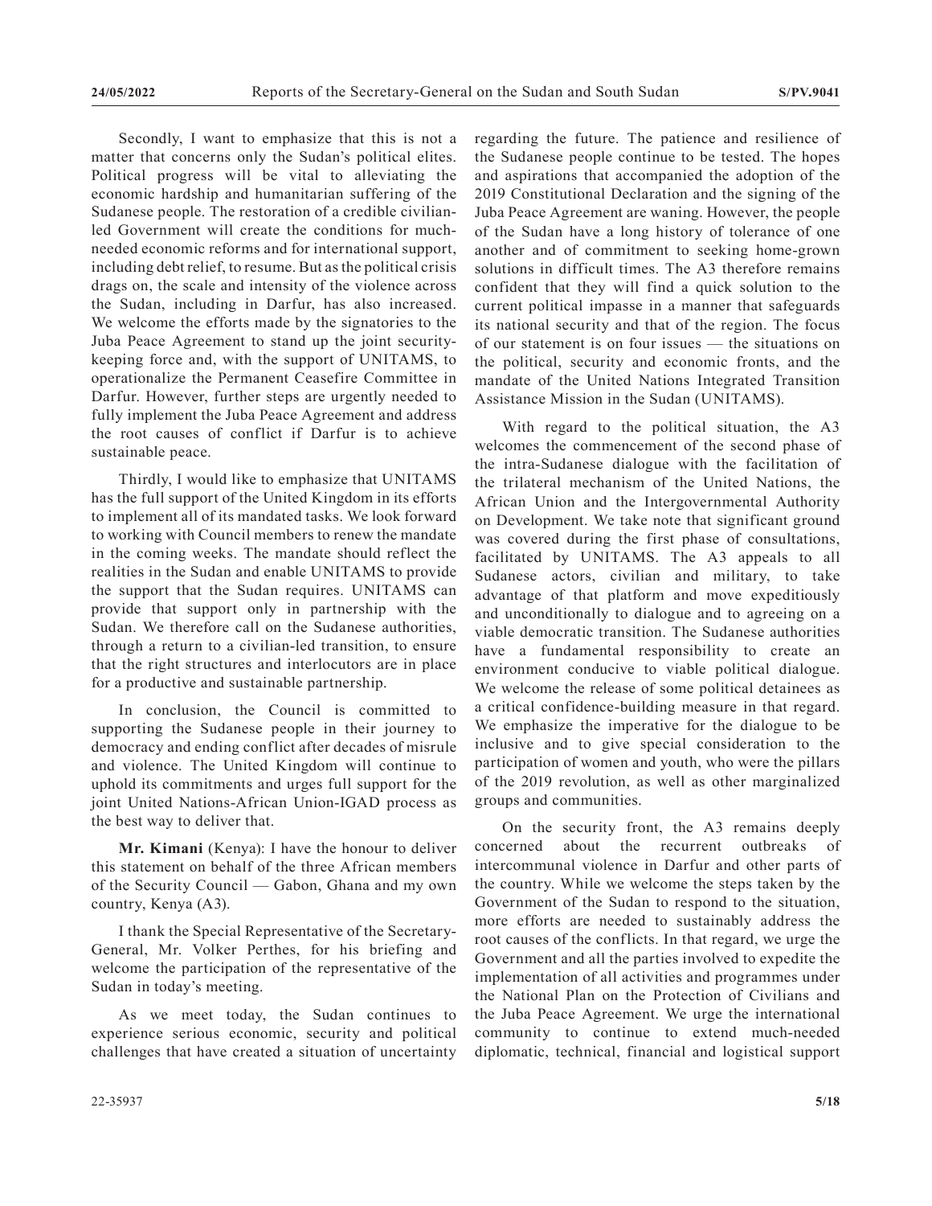Secondly, I want to emphasize that this is not a matter that concerns only the Sudan's political elites. Political progress will be vital to alleviating the economic hardship and humanitarian suffering of the Sudanese people. The restoration of a credible civilian-led Government will create the conditions for much-needed economic reforms and for international support, including debt relief, to resume. But as the political crisis drags on, the scale and intensity of the violence across the Sudan, including in Darfur, has also increased. We welcome the efforts made by the signatories to the Juba Peace Agreement to stand up the joint security-keeping force and, with the support of UNITAMS, to operationalize the Permanent Ceasefire Committee in Darfur. However, further steps are urgently needed to fully implement the Juba Peace Agreement and address the root causes of conflict if Darfur is to achieve sustainable peace.

Thirdly, I would like to emphasize that UNITAMS has the full support of the United Kingdom in its efforts to implement all of its mandated tasks. We look forward to working with Council members to renew the mandate in the coming weeks. The mandate should reflect the realities in the Sudan and enable UNITAMS to provide the support that the Sudan requires. UNITAMS can provide that support only in partnership with the Sudan. We therefore call on the Sudanese authorities, through a return to a civilian-led transition, to ensure that the right structures and interlocutors are in place for a productive and sustainable partnership.

In conclusion, the Council is committed to supporting the Sudanese people in their journey to democracy and ending conflict after decades of misrule and violence. The United Kingdom will continue to uphold its commitments and urges full support for the joint United Nations-African Union-IGAD process as the best way to deliver that.

**Mr. Kimani** (Kenya): I have the honour to deliver this statement on behalf of the three African members of the Security Council — Gabon, Ghana and my own country, Kenya (A3).

I thank the Special Representative of the Secretary-General, Mr. Volker Perthes, for his briefing and welcome the participation of the representative of the Sudan in today's meeting.

As we meet today, the Sudan continues to experience serious economic, security and political challenges that have created a situation of uncertainty regarding the future. The patience and resilience of the Sudanese people continue to be tested. The hopes and aspirations that accompanied the adoption of the 2019 Constitutional Declaration and the signing of the Juba Peace Agreement are waning. However, the people of the Sudan have a long history of tolerance of one another and of commitment to seeking home-grown solutions in difficult times. The A3 therefore remains confident that they will find a quick solution to the current political impasse in a manner that safeguards its national security and that of the region. The focus of our statement is on four issues — the situations on the political, security and economic fronts, and the mandate of the United Nations Integrated Transition Assistance Mission in the Sudan (UNITAMS).

With regard to the political situation, the A3 welcomes the commencement of the second phase of the intra-Sudanese dialogue with the facilitation of the trilateral mechanism of the United Nations, the African Union and the Intergovernmental Authority on Development. We take note that significant ground was covered during the first phase of consultations, facilitated by UNITAMS. The A3 appeals to all Sudanese actors, civilian and military, to take advantage of that platform and move expeditiously and unconditionally to dialogue and to agreeing on a viable democratic transition. The Sudanese authorities have a fundamental responsibility to create an environment conducive to viable political dialogue. We welcome the release of some political detainees as a critical confidence-building measure in that regard. We emphasize the imperative for the dialogue to be inclusive and to give special consideration to the participation of women and youth, who were the pillars of the 2019 revolution, as well as other marginalized groups and communities.

On the security front, the A3 remains deeply concerned about the recurrent outbreaks of intercommunal violence in Darfur and other parts of the country. While we welcome the steps taken by the Government of the Sudan to respond to the situation, more efforts are needed to sustainably address the root causes of the conflicts. In that regard, we urge the Government and all the parties involved to expedite the implementation of all activities and programmes under the National Plan on the Protection of Civilians and the Juba Peace Agreement. We urge the international community to continue to extend much-needed diplomatic, technical, financial and logistical support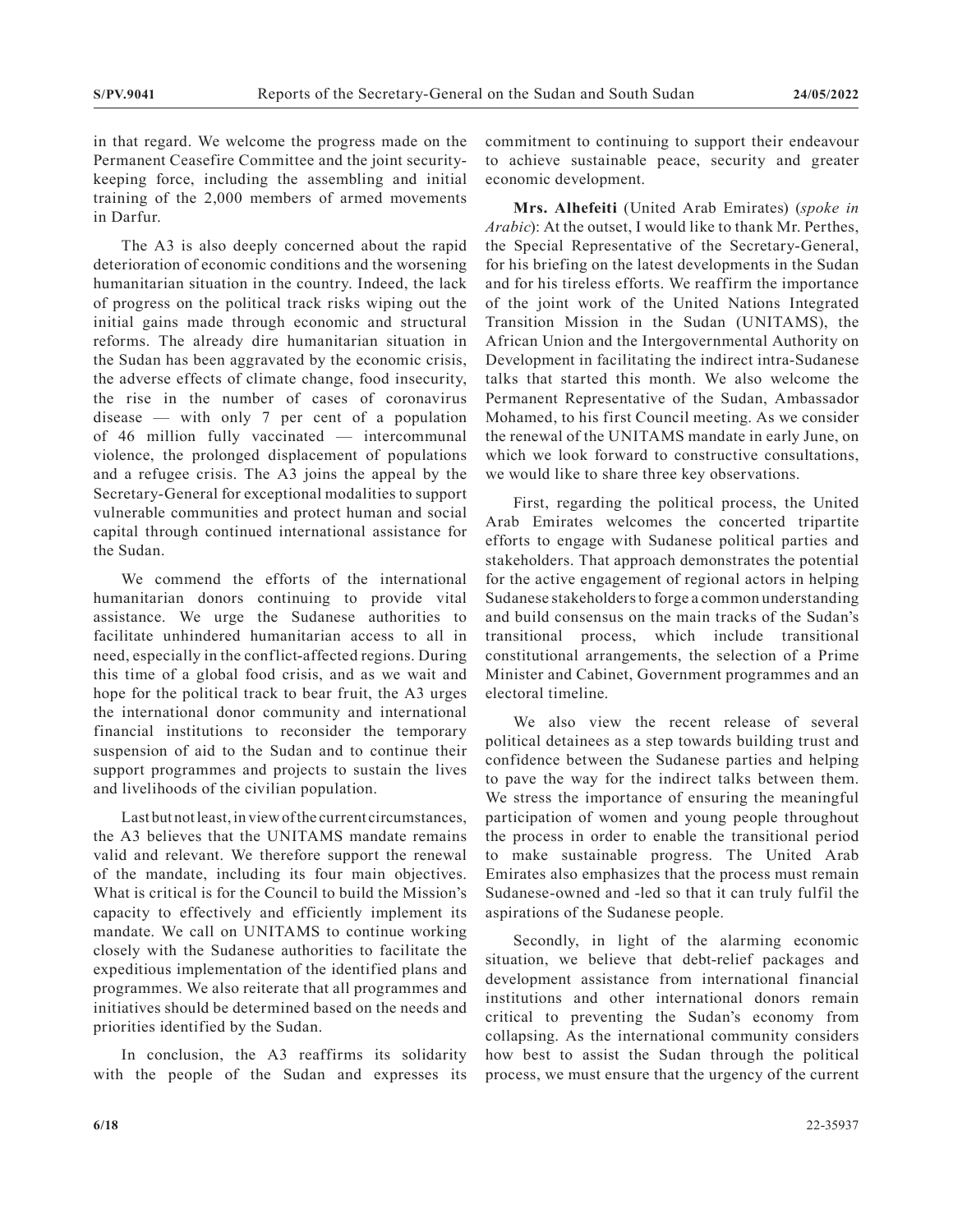in that regard. We welcome the progress made on the Permanent Ceasefire Committee and the joint security-keeping force, including the assembling and initial training of the 2,000 members of armed movements in Darfur.

The A3 is also deeply concerned about the rapid deterioration of economic conditions and the worsening humanitarian situation in the country. Indeed, the lack of progress on the political track risks wiping out the initial gains made through economic and structural reforms. The already dire humanitarian situation in the Sudan has been aggravated by the economic crisis, the adverse effects of climate change, food insecurity, the rise in the number of cases of coronavirus disease — with only 7 per cent of a population of 46 million fully vaccinated — intercommunal violence, the prolonged displacement of populations and a refugee crisis. The A3 joins the appeal by the Secretary-General for exceptional modalities to support vulnerable communities and protect human and social capital through continued international assistance for the Sudan.

We commend the efforts of the international humanitarian donors continuing to provide vital assistance. We urge the Sudanese authorities to facilitate unhindered humanitarian access to all in need, especially in the conflict-affected regions. During this time of a global food crisis, and as we wait and hope for the political track to bear fruit, the A3 urges the international donor community and international financial institutions to reconsider the temporary suspension of aid to the Sudan and to continue their support programmes and projects to sustain the lives and livelihoods of the civilian population.

Last but not least, in view of the current circumstances, the A3 believes that the UNITAMS mandate remains valid and relevant. We therefore support the renewal of the mandate, including its four main objectives. What is critical is for the Council to build the Mission's capacity to effectively and efficiently implement its mandate. We call on UNITAMS to continue working closely with the Sudanese authorities to facilitate the expeditious implementation of the identified plans and programmes. We also reiterate that all programmes and initiatives should be determined based on the needs and priorities identified by the Sudan.

In conclusion, the A3 reaffirms its solidarity with the people of the Sudan and expresses its commitment to continuing to support their endeavour to achieve sustainable peace, security and greater economic development.

**Mrs. Alhefeiti** (United Arab Emirates) (*spoke in Arabic*): At the outset, I would like to thank Mr. Perthes, the Special Representative of the Secretary-General, for his briefing on the latest developments in the Sudan and for his tireless efforts. We reaffirm the importance of the joint work of the United Nations Integrated Transition Mission in the Sudan (UNITAMS), the African Union and the Intergovernmental Authority on Development in facilitating the indirect intra-Sudanese talks that started this month. We also welcome the Permanent Representative of the Sudan, Ambassador Mohamed, to his first Council meeting. As we consider the renewal of the UNITAMS mandate in early June, on which we look forward to constructive consultations, we would like to share three key observations.

First, regarding the political process, the United Arab Emirates welcomes the concerted tripartite efforts to engage with Sudanese political parties and stakeholders. That approach demonstrates the potential for the active engagement of regional actors in helping Sudanese stakeholders to forge a common understanding and build consensus on the main tracks of the Sudan's transitional process, which include transitional constitutional arrangements, the selection of a Prime Minister and Cabinet, Government programmes and an electoral timeline.

We also view the recent release of several political detainees as a step towards building trust and confidence between the Sudanese parties and helping to pave the way for the indirect talks between them. We stress the importance of ensuring the meaningful participation of women and young people throughout the process in order to enable the transitional period to make sustainable progress. The United Arab Emirates also emphasizes that the process must remain Sudanese-owned and -led so that it can truly fulfil the aspirations of the Sudanese people.

Secondly, in light of the alarming economic situation, we believe that debt-relief packages and development assistance from international financial institutions and other international donors remain critical to preventing the Sudan's economy from collapsing. As the international community considers how best to assist the Sudan through the political process, we must ensure that the urgency of the current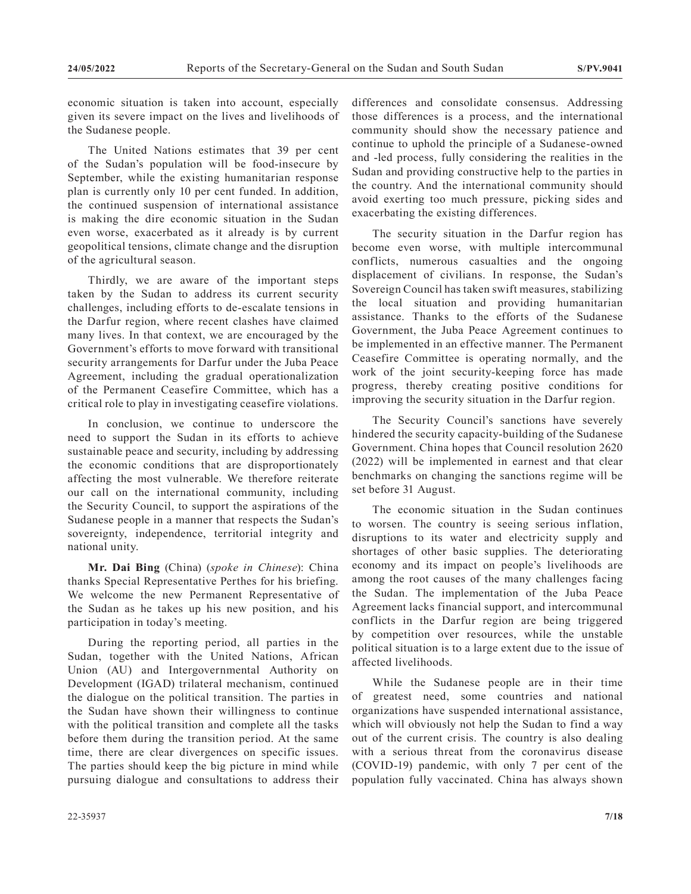economic situation is taken into account, especially given its severe impact on the lives and livelihoods of the Sudanese people.

The United Nations estimates that 39 per cent of the Sudan's population will be food-insecure by September, while the existing humanitarian response plan is currently only 10 per cent funded. In addition, the continued suspension of international assistance is making the dire economic situation in the Sudan even worse, exacerbated as it already is by current geopolitical tensions, climate change and the disruption of the agricultural season.

Thirdly, we are aware of the important steps taken by the Sudan to address its current security challenges, including efforts to de-escalate tensions in the Darfur region, where recent clashes have claimed many lives. In that context, we are encouraged by the Government's efforts to move forward with transitional security arrangements for Darfur under the Juba Peace Agreement, including the gradual operationalization of the Permanent Ceasefire Committee, which has a critical role to play in investigating ceasefire violations.

In conclusion, we continue to underscore the need to support the Sudan in its efforts to achieve sustainable peace and security, including by addressing the economic conditions that are disproportionately affecting the most vulnerable. We therefore reiterate our call on the international community, including the Security Council, to support the aspirations of the Sudanese people in a manner that respects the Sudan's sovereignty, independence, territorial integrity and national unity.

**Mr. Dai Bing** (China) (*spoke in Chinese*): China thanks Special Representative Perthes for his briefing. We welcome the new Permanent Representative of the Sudan as he takes up his new position, and his participation in today's meeting.

During the reporting period, all parties in the Sudan, together with the United Nations, African Union (AU) and Intergovernmental Authority on Development (IGAD) trilateral mechanism, continued the dialogue on the political transition. The parties in the Sudan have shown their willingness to continue with the political transition and complete all the tasks before them during the transition period. At the same time, there are clear divergences on specific issues. The parties should keep the big picture in mind while pursuing dialogue and consultations to address their differences and consolidate consensus. Addressing those differences is a process, and the international community should show the necessary patience and continue to uphold the principle of a Sudanese-owned and -led process, fully considering the realities in the Sudan and providing constructive help to the parties in the country. And the international community should avoid exerting too much pressure, picking sides and exacerbating the existing differences.

The security situation in the Darfur region has become even worse, with multiple intercommunal conflicts, numerous casualties and the ongoing displacement of civilians. In response, the Sudan's Sovereign Council has taken swift measures, stabilizing the local situation and providing humanitarian assistance. Thanks to the efforts of the Sudanese Government, the Juba Peace Agreement continues to be implemented in an effective manner. The Permanent Ceasefire Committee is operating normally, and the work of the joint security-keeping force has made progress, thereby creating positive conditions for improving the security situation in the Darfur region.

The Security Council's sanctions have severely hindered the security capacity-building of the Sudanese Government. China hopes that Council resolution 2620 (2022) will be implemented in earnest and that clear benchmarks on changing the sanctions regime will be set before 31 August.

The economic situation in the Sudan continues to worsen. The country is seeing serious inflation, disruptions to its water and electricity supply and shortages of other basic supplies. The deteriorating economy and its impact on people's livelihoods are among the root causes of the many challenges facing the Sudan. The implementation of the Juba Peace Agreement lacks financial support, and intercommunal conflicts in the Darfur region are being triggered by competition over resources, while the unstable political situation is to a large extent due to the issue of affected livelihoods.

While the Sudanese people are in their time of greatest need, some countries and national organizations have suspended international assistance, which will obviously not help the Sudan to find a way out of the current crisis. The country is also dealing with a serious threat from the coronavirus disease (COVID-19) pandemic, with only 7 per cent of the population fully vaccinated. China has always shown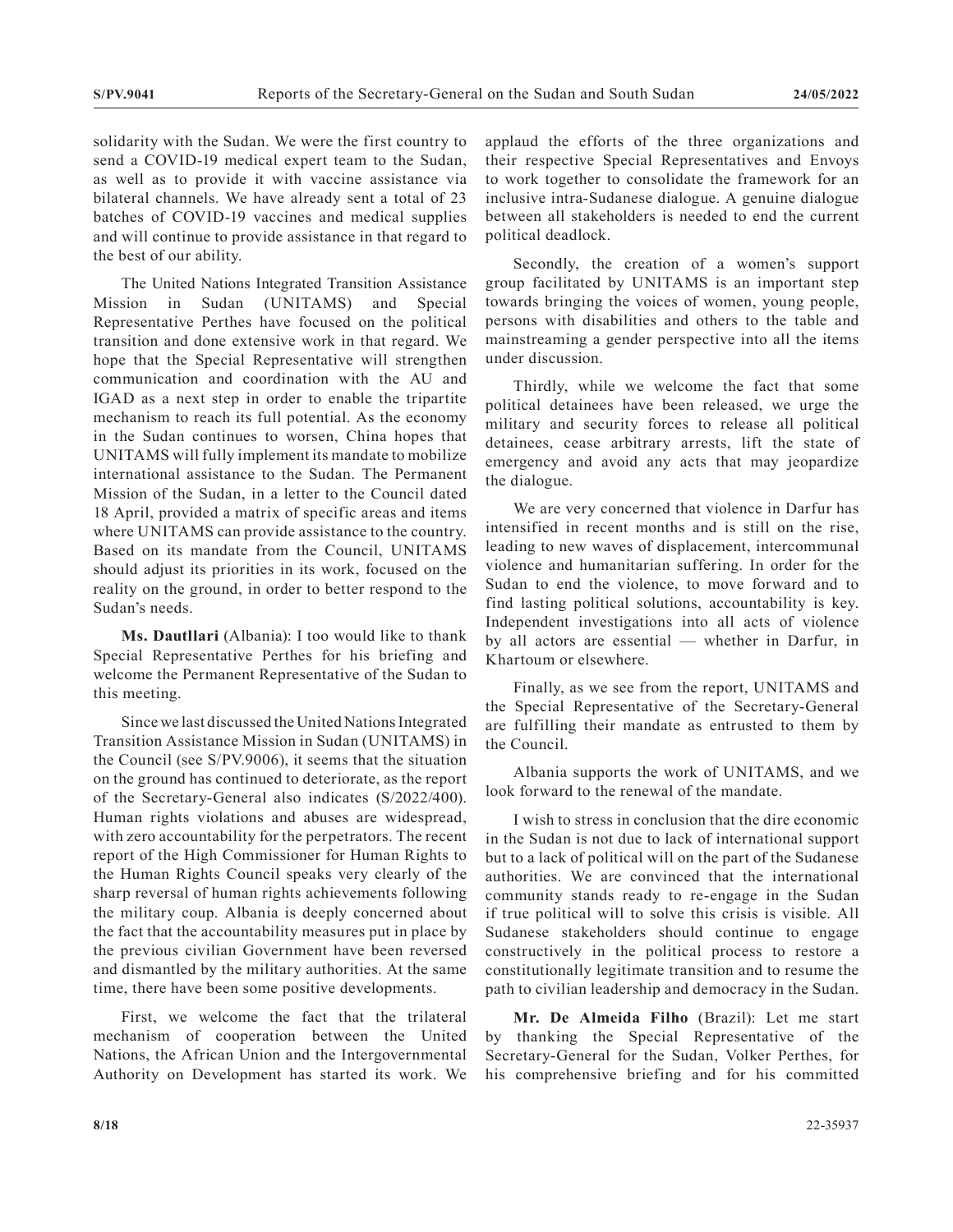solidarity with the Sudan. We were the first country to send a COVID-19 medical expert team to the Sudan, as well as to provide it with vaccine assistance via bilateral channels. We have already sent a total of 23 batches of COVID-19 vaccines and medical supplies and will continue to provide assistance in that regard to the best of our ability.

The United Nations Integrated Transition Assistance Mission in Sudan (UNITAMS) and Special Representative Perthes have focused on the political transition and done extensive work in that regard. We hope that the Special Representative will strengthen communication and coordination with the AU and IGAD as a next step in order to enable the tripartite mechanism to reach its full potential. As the economy in the Sudan continues to worsen, China hopes that UNITAMS will fully implement its mandate to mobilize international assistance to the Sudan. The Permanent Mission of the Sudan, in a letter to the Council dated 18 April, provided a matrix of specific areas and items where UNITAMS can provide assistance to the country. Based on its mandate from the Council, UNITAMS should adjust its priorities in its work, focused on the reality on the ground, in order to better respond to the Sudan's needs.

**Ms. Dautllari** (Albania): I too would like to thank Special Representative Perthes for his briefing and welcome the Permanent Representative of the Sudan to this meeting.

Since we last discussed the United Nations Integrated Transition Assistance Mission in Sudan (UNITAMS) in the Council (see S/PV.9006), it seems that the situation on the ground has continued to deteriorate, as the report of the Secretary-General also indicates (S/2022/400). Human rights violations and abuses are widespread, with zero accountability for the perpetrators. The recent report of the High Commissioner for Human Rights to the Human Rights Council speaks very clearly of the sharp reversal of human rights achievements following the military coup. Albania is deeply concerned about the fact that the accountability measures put in place by the previous civilian Government have been reversed and dismantled by the military authorities. At the same time, there have been some positive developments.

First, we welcome the fact that the trilateral mechanism of cooperation between the United Nations, the African Union and the Intergovernmental Authority on Development has started its work. We applaud the efforts of the three organizations and their respective Special Representatives and Envoys to work together to consolidate the framework for an inclusive intra-Sudanese dialogue. A genuine dialogue between all stakeholders is needed to end the current political deadlock.

Secondly, the creation of a women's support group facilitated by UNITAMS is an important step towards bringing the voices of women, young people, persons with disabilities and others to the table and mainstreaming a gender perspective into all the items under discussion.

Thirdly, while we welcome the fact that some political detainees have been released, we urge the military and security forces to release all political detainees, cease arbitrary arrests, lift the state of emergency and avoid any acts that may jeopardize the dialogue.

We are very concerned that violence in Darfur has intensified in recent months and is still on the rise, leading to new waves of displacement, intercommunal violence and humanitarian suffering. In order for the Sudan to end the violence, to move forward and to find lasting political solutions, accountability is key. Independent investigations into all acts of violence by all actors are essential — whether in Darfur, in Khartoum or elsewhere.

Finally, as we see from the report, UNITAMS and the Special Representative of the Secretary-General are fulfilling their mandate as entrusted to them by the Council.

Albania supports the work of UNITAMS, and we look forward to the renewal of the mandate.

I wish to stress in conclusion that the dire economic in the Sudan is not due to lack of international support but to a lack of political will on the part of the Sudanese authorities. We are convinced that the international community stands ready to re-engage in the Sudan if true political will to solve this crisis is visible. All Sudanese stakeholders should continue to engage constructively in the political process to restore a constitutionally legitimate transition and to resume the path to civilian leadership and democracy in the Sudan.

**Mr. De Almeida Filho** (Brazil): Let me start by thanking the Special Representative of the Secretary-General for the Sudan, Volker Perthes, for his comprehensive briefing and for his committed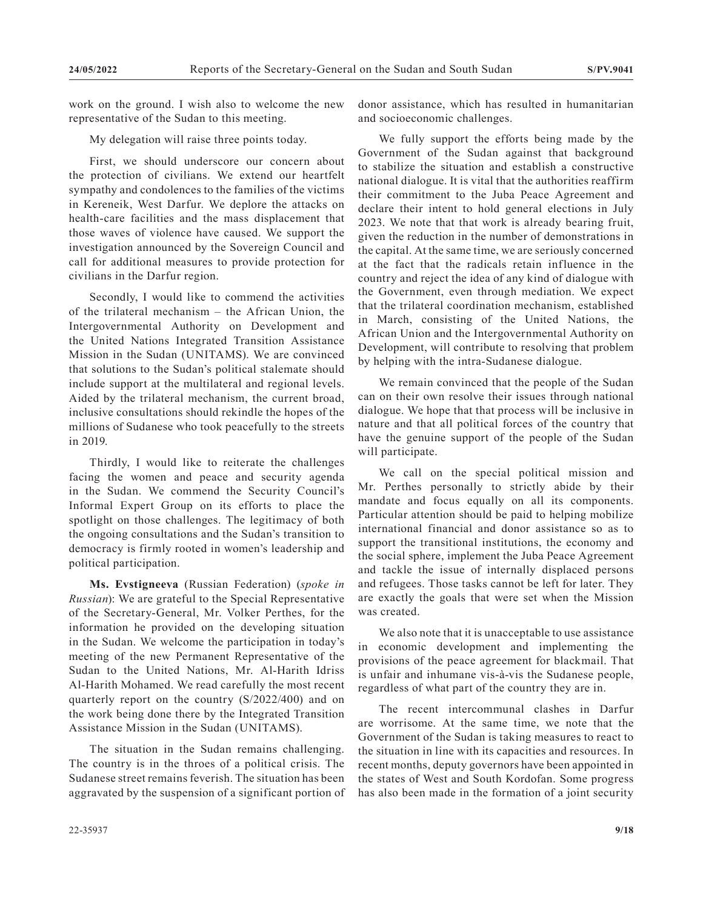work on the ground. I wish also to welcome the new representative of the Sudan to this meeting.

My delegation will raise three points today.

First, we should underscore our concern about the protection of civilians. We extend our heartfelt sympathy and condolences to the families of the victims in Kereneik, West Darfur. We deplore the attacks on health-care facilities and the mass displacement that those waves of violence have caused. We support the investigation announced by the Sovereign Council and call for additional measures to provide protection for civilians in the Darfur region.

Secondly, I would like to commend the activities of the trilateral mechanism – the African Union, the Intergovernmental Authority on Development and the United Nations Integrated Transition Assistance Mission in the Sudan (UNITAMS). We are convinced that solutions to the Sudan's political stalemate should include support at the multilateral and regional levels. Aided by the trilateral mechanism, the current broad, inclusive consultations should rekindle the hopes of the millions of Sudanese who took peacefully to the streets in 2019.

Thirdly, I would like to reiterate the challenges facing the women and peace and security agenda in the Sudan. We commend the Security Council's Informal Expert Group on its efforts to place the spotlight on those challenges. The legitimacy of both the ongoing consultations and the Sudan's transition to democracy is firmly rooted in women's leadership and political participation.

**Ms. Evstigneeva** (Russian Federation) (*spoke in Russian*): We are grateful to the Special Representative of the Secretary-General, Mr. Volker Perthes, for the information he provided on the developing situation in the Sudan. We welcome the participation in today's meeting of the new Permanent Representative of the Sudan to the United Nations, Mr. Al-Harith Idriss Al-Harith Mohamed. We read carefully the most recent quarterly report on the country (S/2022/400) and on the work being done there by the Integrated Transition Assistance Mission in the Sudan (UNITAMS).

The situation in the Sudan remains challenging. The country is in the throes of a political crisis. The Sudanese street remains feverish. The situation has been aggravated by the suspension of a significant portion of donor assistance, which has resulted in humanitarian and socioeconomic challenges.

We fully support the efforts being made by the Government of the Sudan against that background to stabilize the situation and establish a constructive national dialogue. It is vital that the authorities reaffirm their commitment to the Juba Peace Agreement and declare their intent to hold general elections in July 2023. We note that that work is already bearing fruit, given the reduction in the number of demonstrations in the capital. At the same time, we are seriously concerned at the fact that the radicals retain influence in the country and reject the idea of any kind of dialogue with the Government, even through mediation. We expect that the trilateral coordination mechanism, established in March, consisting of the United Nations, the African Union and the Intergovernmental Authority on Development, will contribute to resolving that problem by helping with the intra-Sudanese dialogue.

We remain convinced that the people of the Sudan can on their own resolve their issues through national dialogue. We hope that that process will be inclusive in nature and that all political forces of the country that have the genuine support of the people of the Sudan will participate.

We call on the special political mission and Mr. Perthes personally to strictly abide by their mandate and focus equally on all its components. Particular attention should be paid to helping mobilize international financial and donor assistance so as to support the transitional institutions, the economy and the social sphere, implement the Juba Peace Agreement and tackle the issue of internally displaced persons and refugees. Those tasks cannot be left for later. They are exactly the goals that were set when the Mission was created.

We also note that it is unacceptable to use assistance in economic development and implementing the provisions of the peace agreement for blackmail. That is unfair and inhumane vis-à-vis the Sudanese people, regardless of what part of the country they are in.

The recent intercommunal clashes in Darfur are worrisome. At the same time, we note that the Government of the Sudan is taking measures to react to the situation in line with its capacities and resources. In recent months, deputy governors have been appointed in the states of West and South Kordofan. Some progress has also been made in the formation of a joint security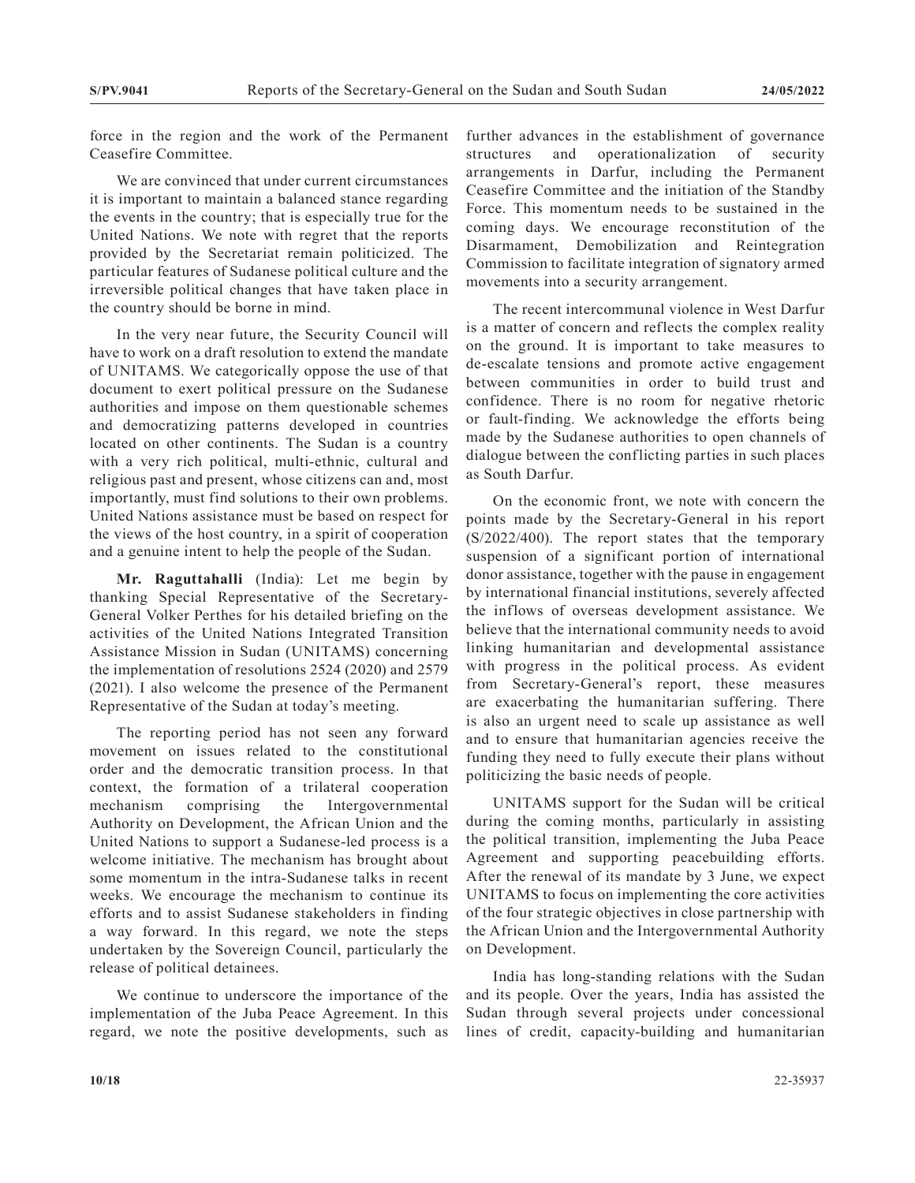force in the region and the work of the Permanent Ceasefire Committee.

We are convinced that under current circumstances it is important to maintain a balanced stance regarding the events in the country; that is especially true for the United Nations. We note with regret that the reports provided by the Secretariat remain politicized. The particular features of Sudanese political culture and the irreversible political changes that have taken place in the country should be borne in mind.

In the very near future, the Security Council will have to work on a draft resolution to extend the mandate of UNITAMS. We categorically oppose the use of that document to exert political pressure on the Sudanese authorities and impose on them questionable schemes and democratizing patterns developed in countries located on other continents. The Sudan is a country with a very rich political, multi-ethnic, cultural and religious past and present, whose citizens can and, most importantly, must find solutions to their own problems. United Nations assistance must be based on respect for the views of the host country, in a spirit of cooperation and a genuine intent to help the people of the Sudan.

**Mr. Raguttahalli** (India): Let me begin by thanking Special Representative of the Secretary-General Volker Perthes for his detailed briefing on the activities of the United Nations Integrated Transition Assistance Mission in Sudan (UNITAMS) concerning the implementation of resolutions 2524 (2020) and 2579 (2021). I also welcome the presence of the Permanent Representative of the Sudan at today's meeting.

The reporting period has not seen any forward movement on issues related to the constitutional order and the democratic transition process. In that context, the formation of a trilateral cooperation mechanism comprising the Intergovernmental Authority on Development, the African Union and the United Nations to support a Sudanese-led process is a welcome initiative. The mechanism has brought about some momentum in the intra-Sudanese talks in recent weeks. We encourage the mechanism to continue its efforts and to assist Sudanese stakeholders in finding a way forward. In this regard, we note the steps undertaken by the Sovereign Council, particularly the release of political detainees.

We continue to underscore the importance of the implementation of the Juba Peace Agreement. In this regard, we note the positive developments, such as further advances in the establishment of governance structures and operationalization of security arrangements in Darfur, including the Permanent Ceasefire Committee and the initiation of the Standby Force. This momentum needs to be sustained in the coming days. We encourage reconstitution of the Disarmament, Demobilization and Reintegration Commission to facilitate integration of signatory armed movements into a security arrangement.

The recent intercommunal violence in West Darfur is a matter of concern and reflects the complex reality on the ground. It is important to take measures to de-escalate tensions and promote active engagement between communities in order to build trust and confidence. There is no room for negative rhetoric or fault-finding. We acknowledge the efforts being made by the Sudanese authorities to open channels of dialogue between the conflicting parties in such places as South Darfur.

On the economic front, we note with concern the points made by the Secretary-General in his report (S/2022/400). The report states that the temporary suspension of a significant portion of international donor assistance, together with the pause in engagement by international financial institutions, severely affected the inflows of overseas development assistance. We believe that the international community needs to avoid linking humanitarian and developmental assistance with progress in the political process. As evident from Secretary-General's report, these measures are exacerbating the humanitarian suffering. There is also an urgent need to scale up assistance as well and to ensure that humanitarian agencies receive the funding they need to fully execute their plans without politicizing the basic needs of people.

UNITAMS support for the Sudan will be critical during the coming months, particularly in assisting the political transition, implementing the Juba Peace Agreement and supporting peacebuilding efforts. After the renewal of its mandate by 3 June, we expect UNITAMS to focus on implementing the core activities of the four strategic objectives in close partnership with the African Union and the Intergovernmental Authority on Development.

India has long-standing relations with the Sudan and its people. Over the years, India has assisted the Sudan through several projects under concessional lines of credit, capacity-building and humanitarian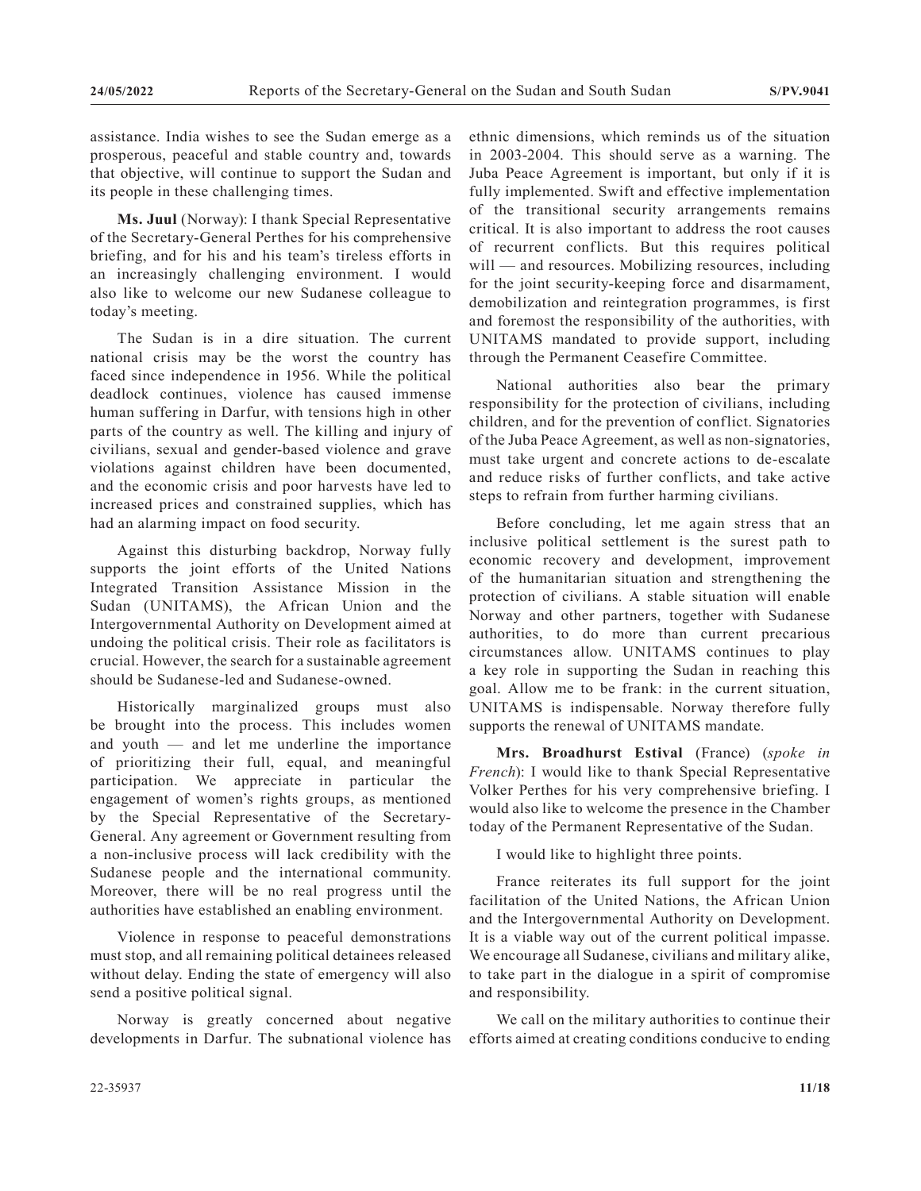assistance. India wishes to see the Sudan emerge as a prosperous, peaceful and stable country and, towards that objective, will continue to support the Sudan and its people in these challenging times.

**Ms. Juul** (Norway): I thank Special Representative of the Secretary-General Perthes for his comprehensive briefing, and for his and his team's tireless efforts in an increasingly challenging environment. I would also like to welcome our new Sudanese colleague to today's meeting.

The Sudan is in a dire situation. The current national crisis may be the worst the country has faced since independence in 1956. While the political deadlock continues, violence has caused immense human suffering in Darfur, with tensions high in other parts of the country as well. The killing and injury of civilians, sexual and gender-based violence and grave violations against children have been documented, and the economic crisis and poor harvests have led to increased prices and constrained supplies, which has had an alarming impact on food security.

Against this disturbing backdrop, Norway fully supports the joint efforts of the United Nations Integrated Transition Assistance Mission in the Sudan (UNITAMS), the African Union and the Intergovernmental Authority on Development aimed at undoing the political crisis. Their role as facilitators is crucial. However, the search for a sustainable agreement should be Sudanese-led and Sudanese-owned.

Historically marginalized groups must also be brought into the process. This includes women and youth — and let me underline the importance of prioritizing their full, equal, and meaningful participation. We appreciate in particular the engagement of women's rights groups, as mentioned by the Special Representative of the Secretary-General. Any agreement or Government resulting from a non-inclusive process will lack credibility with the Sudanese people and the international community. Moreover, there will be no real progress until the authorities have established an enabling environment.

Violence in response to peaceful demonstrations must stop, and all remaining political detainees released without delay. Ending the state of emergency will also send a positive political signal.

Norway is greatly concerned about negative developments in Darfur. The subnational violence has ethnic dimensions, which reminds us of the situation in 2003-2004. This should serve as a warning. The Juba Peace Agreement is important, but only if it is fully implemented. Swift and effective implementation of the transitional security arrangements remains critical. It is also important to address the root causes of recurrent conflicts. But this requires political will — and resources. Mobilizing resources, including for the joint security-keeping force and disarmament, demobilization and reintegration programmes, is first and foremost the responsibility of the authorities, with UNITAMS mandated to provide support, including through the Permanent Ceasefire Committee.

National authorities also bear the primary responsibility for the protection of civilians, including children, and for the prevention of conflict. Signatories of the Juba Peace Agreement, as well as non-signatories, must take urgent and concrete actions to de-escalate and reduce risks of further conflicts, and take active steps to refrain from further harming civilians.

Before concluding, let me again stress that an inclusive political settlement is the surest path to economic recovery and development, improvement of the humanitarian situation and strengthening the protection of civilians. A stable situation will enable Norway and other partners, together with Sudanese authorities, to do more than current precarious circumstances allow. UNITAMS continues to play a key role in supporting the Sudan in reaching this goal. Allow me to be frank: in the current situation, UNITAMS is indispensable. Norway therefore fully supports the renewal of UNITAMS mandate.

**Mrs. Broadhurst Estival** (France) (*spoke in French*): I would like to thank Special Representative Volker Perthes for his very comprehensive briefing. I would also like to welcome the presence in the Chamber today of the Permanent Representative of the Sudan.

I would like to highlight three points.

France reiterates its full support for the joint facilitation of the United Nations, the African Union and the Intergovernmental Authority on Development. It is a viable way out of the current political impasse. We encourage all Sudanese, civilians and military alike, to take part in the dialogue in a spirit of compromise and responsibility.

We call on the military authorities to continue their efforts aimed at creating conditions conducive to ending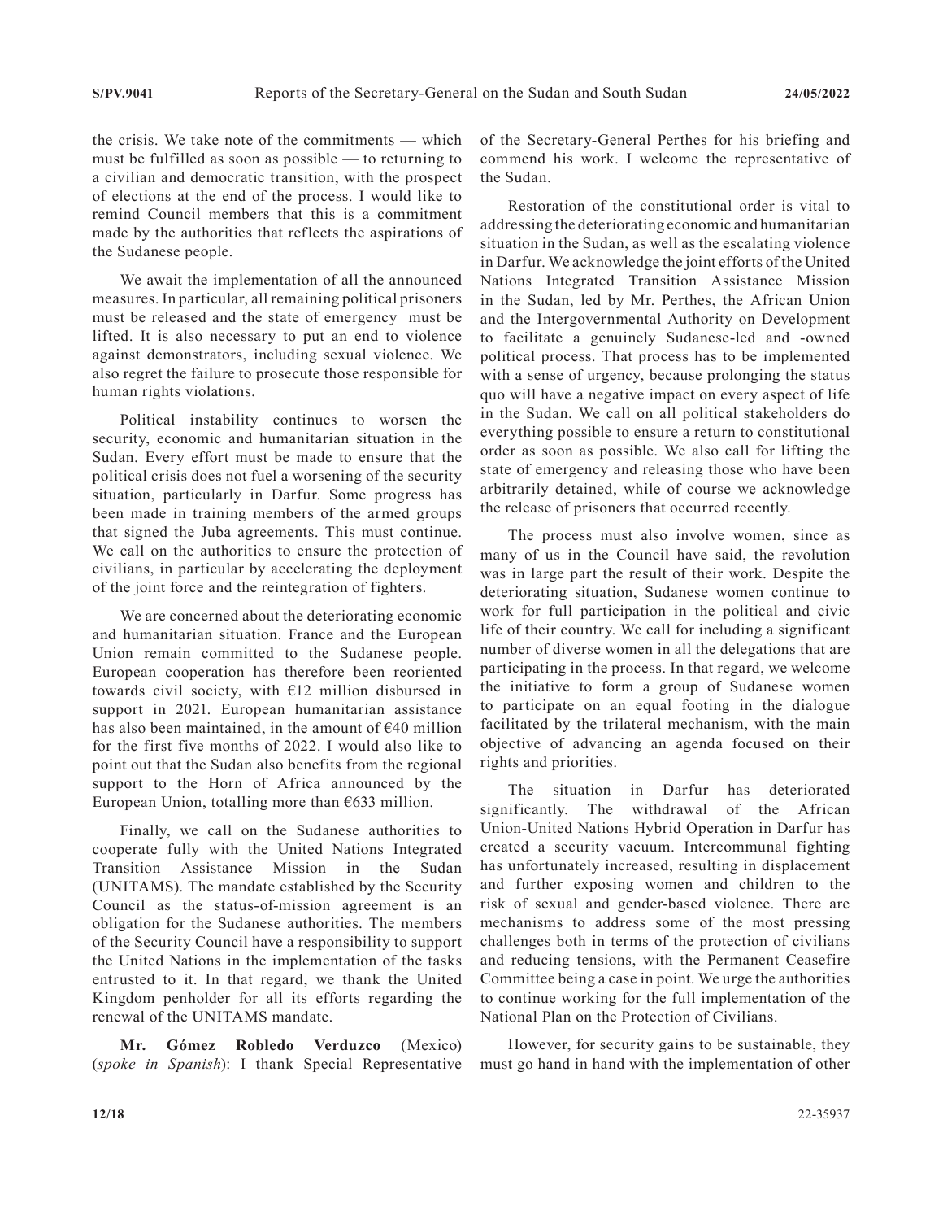the crisis. We take note of the commitments — which must be fulfilled as soon as possible — to returning to a civilian and democratic transition, with the prospect of elections at the end of the process. I would like to remind Council members that this is a commitment made by the authorities that reflects the aspirations of the Sudanese people.

We await the implementation of all the announced measures. In particular, all remaining political prisoners must be released and the state of emergency must be lifted. It is also necessary to put an end to violence against demonstrators, including sexual violence. We also regret the failure to prosecute those responsible for human rights violations.

Political instability continues to worsen the security, economic and humanitarian situation in the Sudan. Every effort must be made to ensure that the political crisis does not fuel a worsening of the security situation, particularly in Darfur. Some progress has been made in training members of the armed groups that signed the Juba agreements. This must continue. We call on the authorities to ensure the protection of civilians, in particular by accelerating the deployment of the joint force and the reintegration of fighters.

We are concerned about the deteriorating economic and humanitarian situation. France and the European Union remain committed to the Sudanese people. European cooperation has therefore been reoriented towards civil society, with €12 million disbursed in support in 2021. European humanitarian assistance has also been maintained, in the amount of €40 million for the first five months of 2022. I would also like to point out that the Sudan also benefits from the regional support to the Horn of Africa announced by the European Union, totalling more than €633 million.

Finally, we call on the Sudanese authorities to cooperate fully with the United Nations Integrated Transition Assistance Mission in the Sudan (UNITAMS). The mandate established by the Security Council as the status-of-mission agreement is an obligation for the Sudanese authorities. The members of the Security Council have a responsibility to support the United Nations in the implementation of the tasks entrusted to it. In that regard, we thank the United Kingdom penholder for all its efforts regarding the renewal of the UNITAMS mandate.

**Mr. Gómez Robledo Verduzco** (Mexico) (*spoke in Spanish*): I thank Special Representative of the Secretary-General Perthes for his briefing and commend his work. I welcome the representative of the Sudan.

Restoration of the constitutional order is vital to addressing the deteriorating economic and humanitarian situation in the Sudan, as well as the escalating violence in Darfur. We acknowledge the joint efforts of the United Nations Integrated Transition Assistance Mission in the Sudan, led by Mr. Perthes, the African Union and the Intergovernmental Authority on Development to facilitate a genuinely Sudanese-led and -owned political process. That process has to be implemented with a sense of urgency, because prolonging the status quo will have a negative impact on every aspect of life in the Sudan. We call on all political stakeholders do everything possible to ensure a return to constitutional order as soon as possible. We also call for lifting the state of emergency and releasing those who have been arbitrarily detained, while of course we acknowledge the release of prisoners that occurred recently.

The process must also involve women, since as many of us in the Council have said, the revolution was in large part the result of their work. Despite the deteriorating situation, Sudanese women continue to work for full participation in the political and civic life of their country. We call for including a significant number of diverse women in all the delegations that are participating in the process. In that regard, we welcome the initiative to form a group of Sudanese women to participate on an equal footing in the dialogue facilitated by the trilateral mechanism, with the main objective of advancing an agenda focused on their rights and priorities.

The situation in Darfur has deteriorated significantly. The withdrawal of the African Union-United Nations Hybrid Operation in Darfur has created a security vacuum. Intercommunal fighting has unfortunately increased, resulting in displacement and further exposing women and children to the risk of sexual and gender-based violence. There are mechanisms to address some of the most pressing challenges both in terms of the protection of civilians and reducing tensions, with the Permanent Ceasefire Committee being a case in point. We urge the authorities to continue working for the full implementation of the National Plan on the Protection of Civilians.

However, for security gains to be sustainable, they must go hand in hand with the implementation of other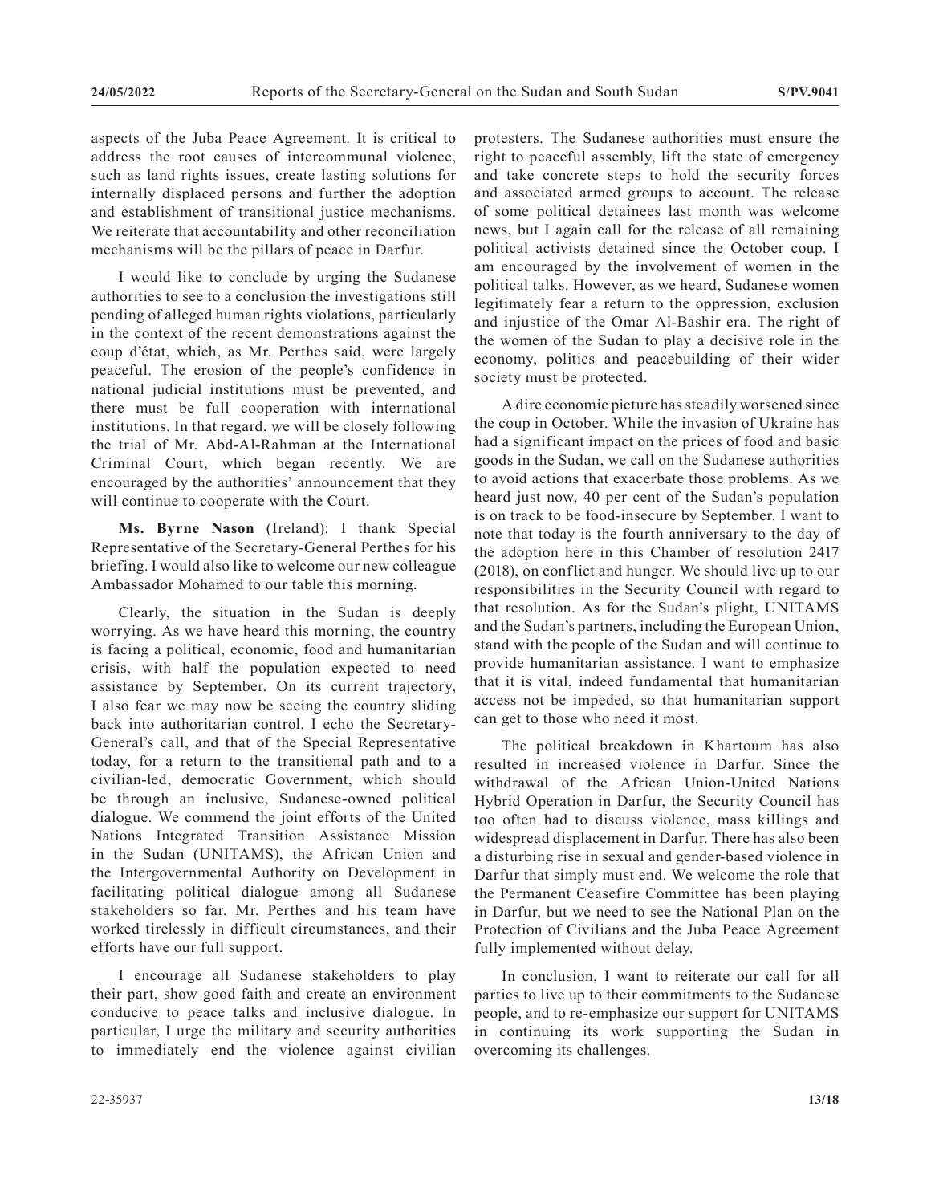aspects of the Juba Peace Agreement. It is critical to address the root causes of intercommunal violence, such as land rights issues, create lasting solutions for internally displaced persons and further the adoption and establishment of transitional justice mechanisms. We reiterate that accountability and other reconciliation mechanisms will be the pillars of peace in Darfur.

I would like to conclude by urging the Sudanese authorities to see to a conclusion the investigations still pending of alleged human rights violations, particularly in the context of the recent demonstrations against the coup d'état, which, as Mr. Perthes said, were largely peaceful. The erosion of the people's confidence in national judicial institutions must be prevented, and there must be full cooperation with international institutions. In that regard, we will be closely following the trial of Mr. Abd-Al-Rahman at the International Criminal Court, which began recently. We are encouraged by the authorities' announcement that they will continue to cooperate with the Court.

**Ms. Byrne Nason** (Ireland): I thank Special Representative of the Secretary-General Perthes for his briefing. I would also like to welcome our new colleague Ambassador Mohamed to our table this morning.

Clearly, the situation in the Sudan is deeply worrying. As we have heard this morning, the country is facing a political, economic, food and humanitarian crisis, with half the population expected to need assistance by September. On its current trajectory, I also fear we may now be seeing the country sliding back into authoritarian control. I echo the Secretary-General's call, and that of the Special Representative today, for a return to the transitional path and to a civilian-led, democratic Government, which should be through an inclusive, Sudanese-owned political dialogue. We commend the joint efforts of the United Nations Integrated Transition Assistance Mission in the Sudan (UNITAMS), the African Union and the Intergovernmental Authority on Development in facilitating political dialogue among all Sudanese stakeholders so far. Mr. Perthes and his team have worked tirelessly in difficult circumstances, and their efforts have our full support.

I encourage all Sudanese stakeholders to play their part, show good faith and create an environment conducive to peace talks and inclusive dialogue. In particular, I urge the military and security authorities to immediately end the violence against civilian protesters. The Sudanese authorities must ensure the right to peaceful assembly, lift the state of emergency and take concrete steps to hold the security forces and associated armed groups to account. The release of some political detainees last month was welcome news, but I again call for the release of all remaining political activists detained since the October coup. I am encouraged by the involvement of women in the political talks. However, as we heard, Sudanese women legitimately fear a return to the oppression, exclusion and injustice of the Omar Al-Bashir era. The right of the women of the Sudan to play a decisive role in the economy, politics and peacebuilding of their wider society must be protected.

A dire economic picture has steadily worsened since the coup in October. While the invasion of Ukraine has had a significant impact on the prices of food and basic goods in the Sudan, we call on the Sudanese authorities to avoid actions that exacerbate those problems. As we heard just now, 40 per cent of the Sudan's population is on track to be food-insecure by September. I want to note that today is the fourth anniversary to the day of the adoption here in this Chamber of resolution 2417 (2018), on conflict and hunger. We should live up to our responsibilities in the Security Council with regard to that resolution. As for the Sudan's plight, UNITAMS and the Sudan's partners, including the European Union, stand with the people of the Sudan and will continue to provide humanitarian assistance. I want to emphasize that it is vital, indeed fundamental that humanitarian access not be impeded, so that humanitarian support can get to those who need it most.

The political breakdown in Khartoum has also resulted in increased violence in Darfur. Since the withdrawal of the African Union-United Nations Hybrid Operation in Darfur, the Security Council has too often had to discuss violence, mass killings and widespread displacement in Darfur. There has also been a disturbing rise in sexual and gender-based violence in Darfur that simply must end. We welcome the role that the Permanent Ceasefire Committee has been playing in Darfur, but we need to see the National Plan on the Protection of Civilians and the Juba Peace Agreement fully implemented without delay.

In conclusion, I want to reiterate our call for all parties to live up to their commitments to the Sudanese people, and to re-emphasize our support for UNITAMS in continuing its work supporting the Sudan in overcoming its challenges.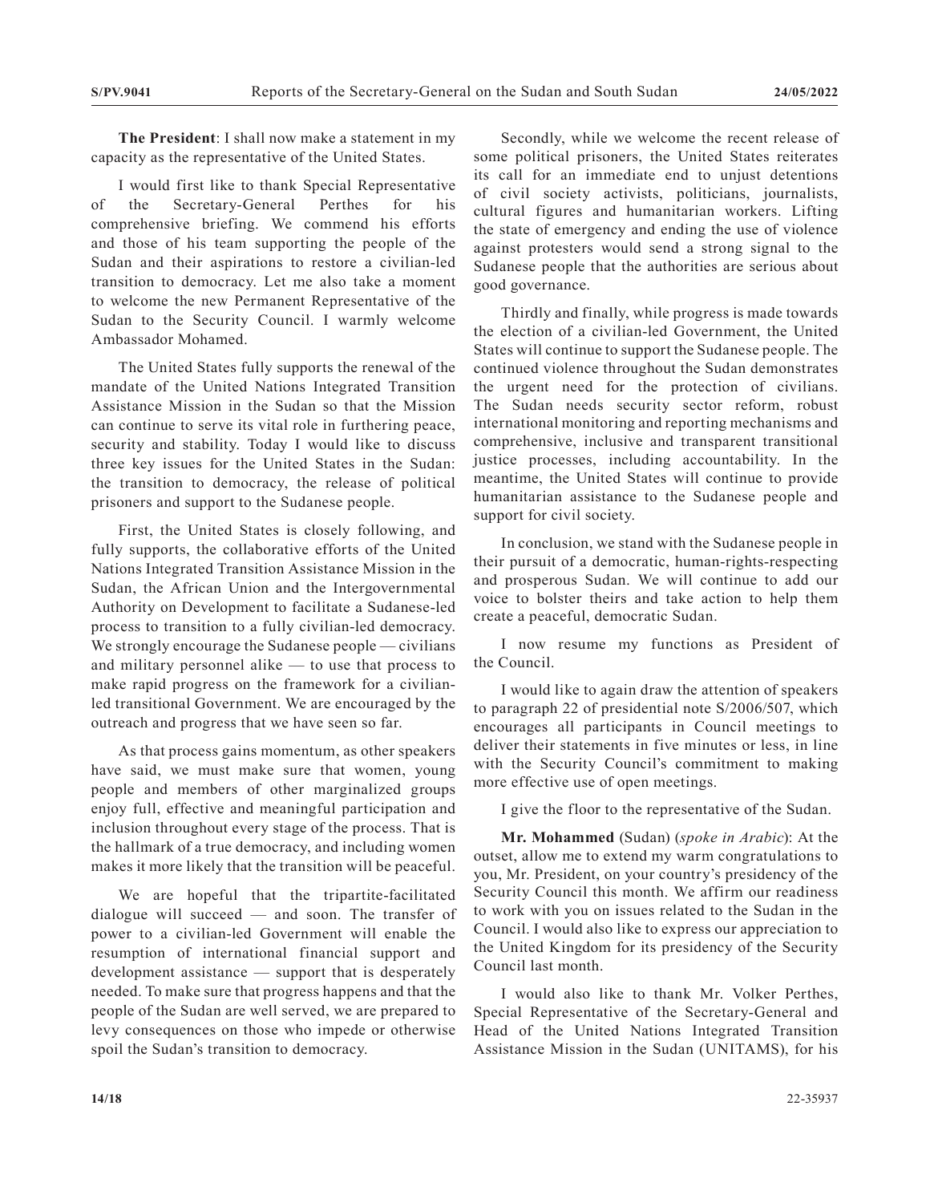**The President**: I shall now make a statement in my capacity as the representative of the United States.

I would first like to thank Special Representative of the Secretary-General Perthes for his comprehensive briefing. We commend his efforts and those of his team supporting the people of the Sudan and their aspirations to restore a civilian-led transition to democracy. Let me also take a moment to welcome the new Permanent Representative of the Sudan to the Security Council. I warmly welcome Ambassador Mohamed.

The United States fully supports the renewal of the mandate of the United Nations Integrated Transition Assistance Mission in the Sudan so that the Mission can continue to serve its vital role in furthering peace, security and stability. Today I would like to discuss three key issues for the United States in the Sudan: the transition to democracy, the release of political prisoners and support to the Sudanese people.

First, the United States is closely following, and fully supports, the collaborative efforts of the United Nations Integrated Transition Assistance Mission in the Sudan, the African Union and the Intergovernmental Authority on Development to facilitate a Sudanese-led process to transition to a fully civilian-led democracy. We strongly encourage the Sudanese people — civilians and military personnel alike — to use that process to make rapid progress on the framework for a civilian-led transitional Government. We are encouraged by the outreach and progress that we have seen so far.

As that process gains momentum, as other speakers have said, we must make sure that women, young people and members of other marginalized groups enjoy full, effective and meaningful participation and inclusion throughout every stage of the process. That is the hallmark of a true democracy, and including women makes it more likely that the transition will be peaceful.

We are hopeful that the tripartite-facilitated dialogue will succeed — and soon. The transfer of power to a civilian-led Government will enable the resumption of international financial support and development assistance — support that is desperately needed. To make sure that progress happens and that the people of the Sudan are well served, we are prepared to levy consequences on those who impede or otherwise spoil the Sudan's transition to democracy.

Secondly, while we welcome the recent release of some political prisoners, the United States reiterates its call for an immediate end to unjust detentions of civil society activists, politicians, journalists, cultural figures and humanitarian workers. Lifting the state of emergency and ending the use of violence against protesters would send a strong signal to the Sudanese people that the authorities are serious about good governance.

Thirdly and finally, while progress is made towards the election of a civilian-led Government, the United States will continue to support the Sudanese people. The continued violence throughout the Sudan demonstrates the urgent need for the protection of civilians. The Sudan needs security sector reform, robust international monitoring and reporting mechanisms and comprehensive, inclusive and transparent transitional justice processes, including accountability. In the meantime, the United States will continue to provide humanitarian assistance to the Sudanese people and support for civil society.

In conclusion, we stand with the Sudanese people in their pursuit of a democratic, human-rights-respecting and prosperous Sudan. We will continue to add our voice to bolster theirs and take action to help them create a peaceful, democratic Sudan.

I now resume my functions as President of the Council.

I would like to again draw the attention of speakers to paragraph 22 of presidential note S/2006/507, which encourages all participants in Council meetings to deliver their statements in five minutes or less, in line with the Security Council's commitment to making more effective use of open meetings.

I give the floor to the representative of the Sudan.

**Mr. Mohammed** (Sudan) (*spoke in Arabic*): At the outset, allow me to extend my warm congratulations to you, Mr. President, on your country's presidency of the Security Council this month. We affirm our readiness to work with you on issues related to the Sudan in the Council. I would also like to express our appreciation to the United Kingdom for its presidency of the Security Council last month.

I would also like to thank Mr. Volker Perthes, Special Representative of the Secretary-General and Head of the United Nations Integrated Transition Assistance Mission in the Sudan (UNITAMS), for his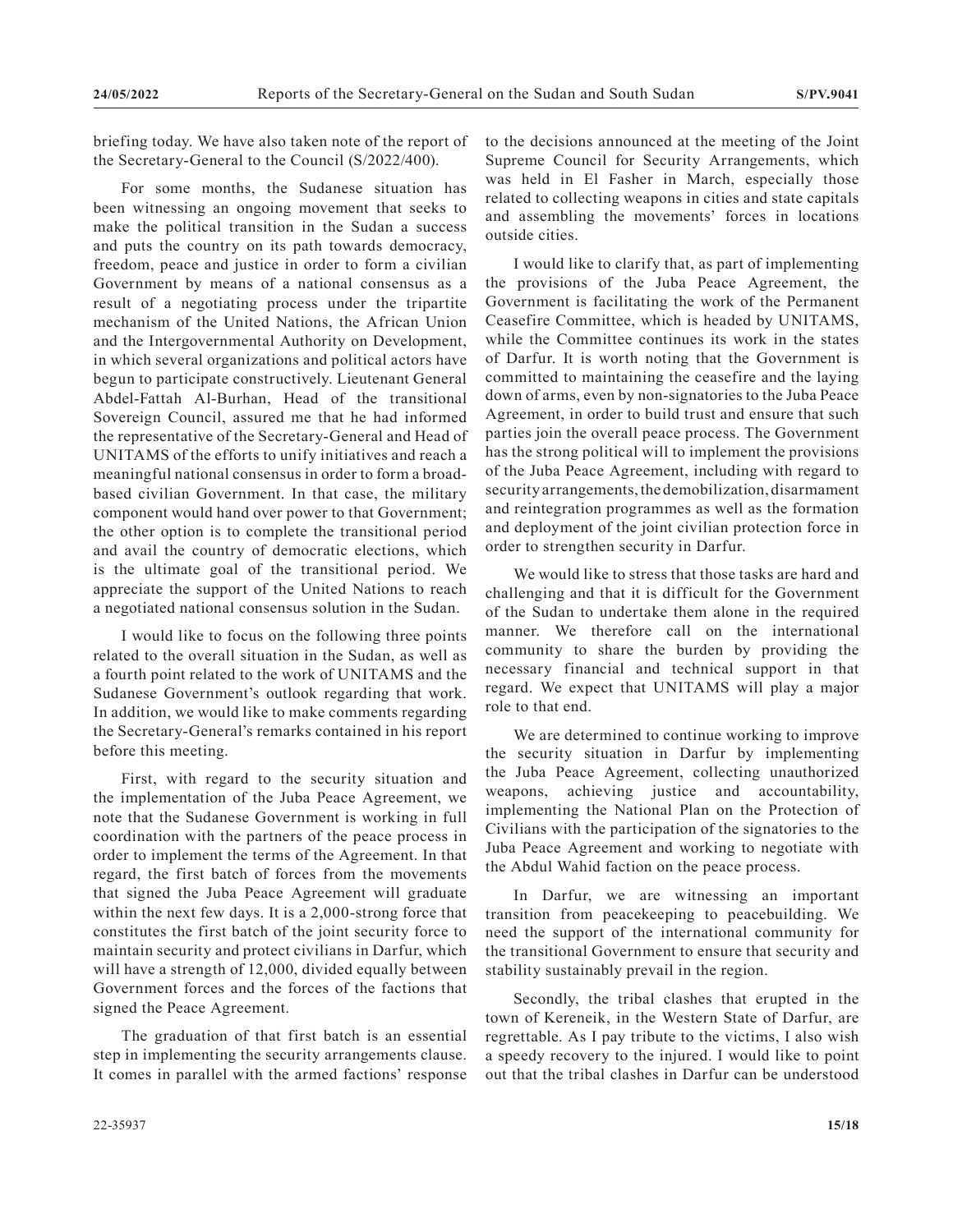briefing today. We have also taken note of the report of the Secretary-General to the Council (S/2022/400).

For some months, the Sudanese situation has been witnessing an ongoing movement that seeks to make the political transition in the Sudan a success and puts the country on its path towards democracy, freedom, peace and justice in order to form a civilian Government by means of a national consensus as a result of a negotiating process under the tripartite mechanism of the United Nations, the African Union and the Intergovernmental Authority on Development, in which several organizations and political actors have begun to participate constructively. Lieutenant General Abdel-Fattah Al-Burhan, Head of the transitional Sovereign Council, assured me that he had informed the representative of the Secretary-General and Head of UNITAMS of the efforts to unify initiatives and reach a meaningful national consensus in order to form a broad-based civilian Government. In that case, the military component would hand over power to that Government; the other option is to complete the transitional period and avail the country of democratic elections, which is the ultimate goal of the transitional period. We appreciate the support of the United Nations to reach a negotiated national consensus solution in the Sudan.

I would like to focus on the following three points related to the overall situation in the Sudan, as well as a fourth point related to the work of UNITAMS and the Sudanese Government's outlook regarding that work. In addition, we would like to make comments regarding the Secretary-General's remarks contained in his report before this meeting.

First, with regard to the security situation and the implementation of the Juba Peace Agreement, we note that the Sudanese Government is working in full coordination with the partners of the peace process in order to implement the terms of the Agreement. In that regard, the first batch of forces from the movements that signed the Juba Peace Agreement will graduate within the next few days. It is a 2,000-strong force that constitutes the first batch of the joint security force to maintain security and protect civilians in Darfur, which will have a strength of 12,000, divided equally between Government forces and the forces of the factions that signed the Peace Agreement.

The graduation of that first batch is an essential step in implementing the security arrangements clause. It comes in parallel with the armed factions' response to the decisions announced at the meeting of the Joint Supreme Council for Security Arrangements, which was held in El Fasher in March, especially those related to collecting weapons in cities and state capitals and assembling the movements' forces in locations outside cities.

I would like to clarify that, as part of implementing the provisions of the Juba Peace Agreement, the Government is facilitating the work of the Permanent Ceasefire Committee, which is headed by UNITAMS, while the Committee continues its work in the states of Darfur. It is worth noting that the Government is committed to maintaining the ceasefire and the laying down of arms, even by non-signatories to the Juba Peace Agreement, in order to build trust and ensure that such parties join the overall peace process. The Government has the strong political will to implement the provisions of the Juba Peace Agreement, including with regard to security arrangements, the demobilization, disarmament and reintegration programmes as well as the formation and deployment of the joint civilian protection force in order to strengthen security in Darfur.

We would like to stress that those tasks are hard and challenging and that it is difficult for the Government of the Sudan to undertake them alone in the required manner. We therefore call on the international community to share the burden by providing the necessary financial and technical support in that regard. We expect that UNITAMS will play a major role to that end.

We are determined to continue working to improve the security situation in Darfur by implementing the Juba Peace Agreement, collecting unauthorized weapons, achieving justice and accountability, implementing the National Plan on the Protection of Civilians with the participation of the signatories to the Juba Peace Agreement and working to negotiate with the Abdul Wahid faction on the peace process.

In Darfur, we are witnessing an important transition from peacekeeping to peacebuilding. We need the support of the international community for the transitional Government to ensure that security and stability sustainably prevail in the region.

Secondly, the tribal clashes that erupted in the town of Kereneik, in the Western State of Darfur, are regrettable. As I pay tribute to the victims, I also wish a speedy recovery to the injured. I would like to point out that the tribal clashes in Darfur can be understood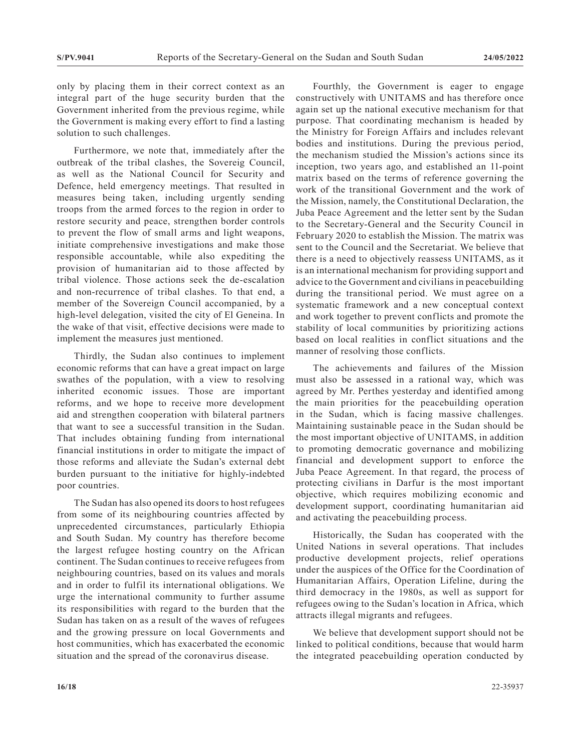only by placing them in their correct context as an integral part of the huge security burden that the Government inherited from the previous regime, while the Government is making every effort to find a lasting solution to such challenges.

Furthermore, we note that, immediately after the outbreak of the tribal clashes, the Sovereig Council, as well as the National Council for Security and Defence, held emergency meetings. That resulted in measures being taken, including urgently sending troops from the armed forces to the region in order to restore security and peace, strengthen border controls to prevent the flow of small arms and light weapons, initiate comprehensive investigations and make those responsible accountable, while also expediting the provision of humanitarian aid to those affected by tribal violence. Those actions seek the de-escalation and non-recurrence of tribal clashes. To that end, a member of the Sovereign Council accompanied, by a high-level delegation, visited the city of El Geneina. In the wake of that visit, effective decisions were made to implement the measures just mentioned.

Thirdly, the Sudan also continues to implement economic reforms that can have a great impact on large swathes of the population, with a view to resolving inherited economic issues. Those are important reforms, and we hope to receive more development aid and strengthen cooperation with bilateral partners that want to see a successful transition in the Sudan. That includes obtaining funding from international financial institutions in order to mitigate the impact of those reforms and alleviate the Sudan's external debt burden pursuant to the initiative for highly-indebted poor countries.

The Sudan has also opened its doors to host refugees from some of its neighbouring countries affected by unprecedented circumstances, particularly Ethiopia and South Sudan. My country has therefore become the largest refugee hosting country on the African continent. The Sudan continues to receive refugees from neighbouring countries, based on its values and morals and in order to fulfil its international obligations. We urge the international community to further assume its responsibilities with regard to the burden that the Sudan has taken on as a result of the waves of refugees and the growing pressure on local Governments and host communities, which has exacerbated the economic situation and the spread of the coronavirus disease.

Fourthly, the Government is eager to engage constructively with UNITAMS and has therefore once again set up the national executive mechanism for that purpose. That coordinating mechanism is headed by the Ministry for Foreign Affairs and includes relevant bodies and institutions. During the previous period, the mechanism studied the Mission's actions since its inception, two years ago, and established an 11-point matrix based on the terms of reference governing the work of the transitional Government and the work of the Mission, namely, the Constitutional Declaration, the Juba Peace Agreement and the letter sent by the Sudan to the Secretary-General and the Security Council in February 2020 to establish the Mission. The matrix was sent to the Council and the Secretariat. We believe that there is a need to objectively reassess UNITAMS, as it is an international mechanism for providing support and advice to the Government and civilians in peacebuilding during the transitional period. We must agree on a systematic framework and a new conceptual context and work together to prevent conflicts and promote the stability of local communities by prioritizing actions based on local realities in conflict situations and the manner of resolving those conflicts.

The achievements and failures of the Mission must also be assessed in a rational way, which was agreed by Mr. Perthes yesterday and identified among the main priorities for the peacebuilding operation in the Sudan, which is facing massive challenges. Maintaining sustainable peace in the Sudan should be the most important objective of UNITAMS, in addition to promoting democratic governance and mobilizing financial and development support to enforce the Juba Peace Agreement. In that regard, the process of protecting civilians in Darfur is the most important objective, which requires mobilizing economic and development support, coordinating humanitarian aid and activating the peacebuilding process.

Historically, the Sudan has cooperated with the United Nations in several operations. That includes productive development projects, relief operations under the auspices of the Office for the Coordination of Humanitarian Affairs, Operation Lifeline, during the third democracy in the 1980s, as well as support for refugees owing to the Sudan's location in Africa, which attracts illegal migrants and refugees.

We believe that development support should not be linked to political conditions, because that would harm the integrated peacebuilding operation conducted by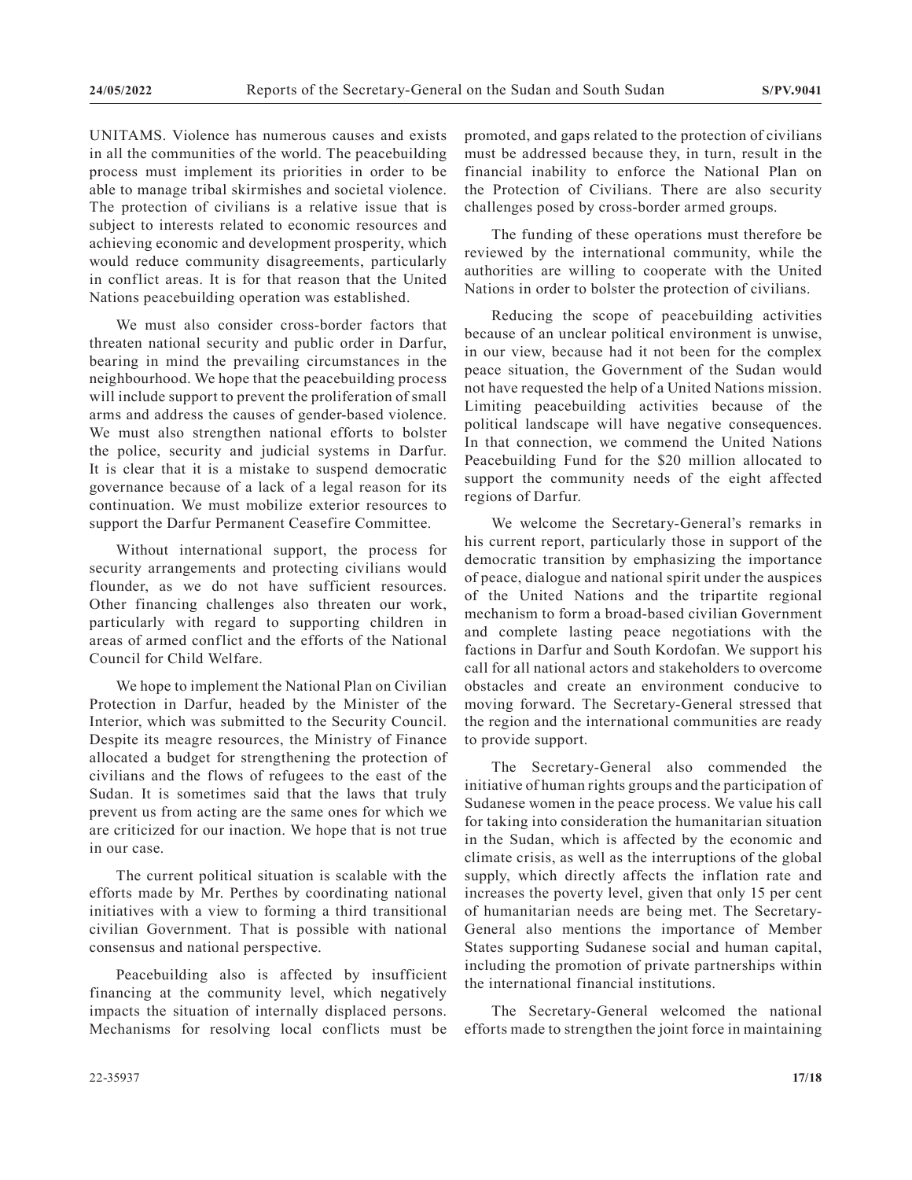UNITAMS. Violence has numerous causes and exists in all the communities of the world. The peacebuilding process must implement its priorities in order to be able to manage tribal skirmishes and societal violence. The protection of civilians is a relative issue that is subject to interests related to economic resources and achieving economic and development prosperity, which would reduce community disagreements, particularly in conflict areas. It is for that reason that the United Nations peacebuilding operation was established.

We must also consider cross-border factors that threaten national security and public order in Darfur, bearing in mind the prevailing circumstances in the neighbourhood. We hope that the peacebuilding process will include support to prevent the proliferation of small arms and address the causes of gender-based violence. We must also strengthen national efforts to bolster the police, security and judicial systems in Darfur. It is clear that it is a mistake to suspend democratic governance because of a lack of a legal reason for its continuation. We must mobilize exterior resources to support the Darfur Permanent Ceasefire Committee.

Without international support, the process for security arrangements and protecting civilians would flounder, as we do not have sufficient resources. Other financing challenges also threaten our work, particularly with regard to supporting children in areas of armed conflict and the efforts of the National Council for Child Welfare.

We hope to implement the National Plan on Civilian Protection in Darfur, headed by the Minister of the Interior, which was submitted to the Security Council. Despite its meagre resources, the Ministry of Finance allocated a budget for strengthening the protection of civilians and the flows of refugees to the east of the Sudan. It is sometimes said that the laws that truly prevent us from acting are the same ones for which we are criticized for our inaction. We hope that is not true in our case.

The current political situation is scalable with the efforts made by Mr. Perthes by coordinating national initiatives with a view to forming a third transitional civilian Government. That is possible with national consensus and national perspective.

Peacebuilding also is affected by insufficient financing at the community level, which negatively impacts the situation of internally displaced persons. Mechanisms for resolving local conflicts must be promoted, and gaps related to the protection of civilians must be addressed because they, in turn, result in the financial inability to enforce the National Plan on the Protection of Civilians. There are also security challenges posed by cross-border armed groups.

The funding of these operations must therefore be reviewed by the international community, while the authorities are willing to cooperate with the United Nations in order to bolster the protection of civilians.

Reducing the scope of peacebuilding activities because of an unclear political environment is unwise, in our view, because had it not been for the complex peace situation, the Government of the Sudan would not have requested the help of a United Nations mission. Limiting peacebuilding activities because of the political landscape will have negative consequences. In that connection, we commend the United Nations Peacebuilding Fund for the $20 million allocated to support the community needs of the eight affected regions of Darfur.

We welcome the Secretary-General's remarks in his current report, particularly those in support of the democratic transition by emphasizing the importance of peace, dialogue and national spirit under the auspices of the United Nations and the tripartite regional mechanism to form a broad-based civilian Government and complete lasting peace negotiations with the factions in Darfur and South Kordofan. We support his call for all national actors and stakeholders to overcome obstacles and create an environment conducive to moving forward. The Secretary-General stressed that the region and the international communities are ready to provide support.

The Secretary-General also commended the initiative of human rights groups and the participation of Sudanese women in the peace process. We value his call for taking into consideration the humanitarian situation in the Sudan, which is affected by the economic and climate crisis, as well as the interruptions of the global supply, which directly affects the inflation rate and increases the poverty level, given that only 15 per cent of humanitarian needs are being met. The Secretary-General also mentions the importance of Member States supporting Sudanese social and human capital, including the promotion of private partnerships within the international financial institutions.

The Secretary-General welcomed the national efforts made to strengthen the joint force in maintaining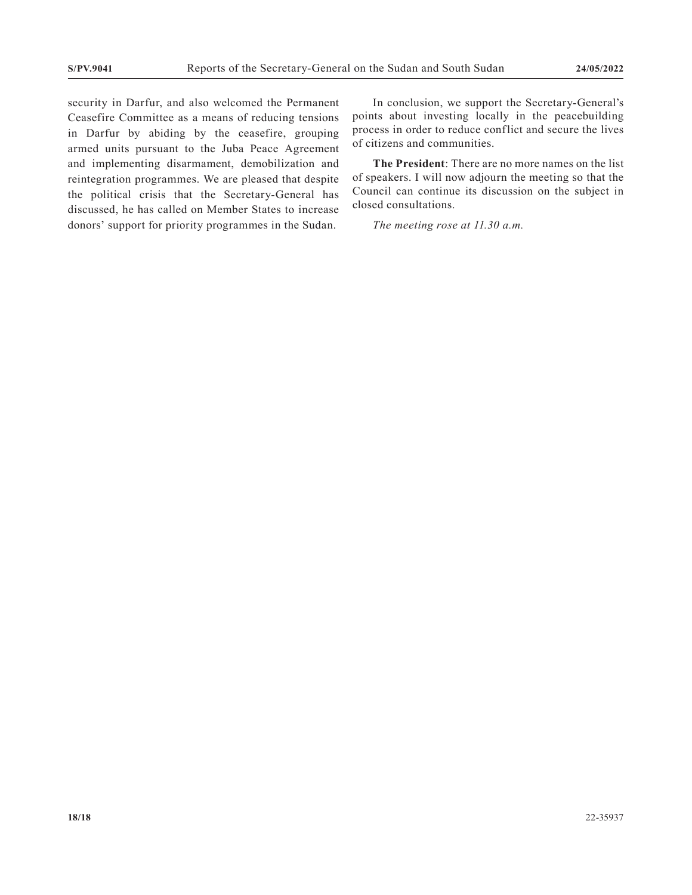security in Darfur, and also welcomed the Permanent Ceasefire Committee as a means of reducing tensions in Darfur by abiding by the ceasefire, grouping armed units pursuant to the Juba Peace Agreement and implementing disarmament, demobilization and reintegration programmes. We are pleased that despite the political crisis that the Secretary-General has discussed, he has called on Member States to increase donors' support for priority programmes in the Sudan.

In conclusion, we support the Secretary-General's points about investing locally in the peacebuilding process in order to reduce conflict and secure the lives of citizens and communities.

**The President**: There are no more names on the list of speakers. I will now adjourn the meeting so that the Council can continue its discussion on the subject in closed consultations.

*The meeting rose at 11.30 a.m.*